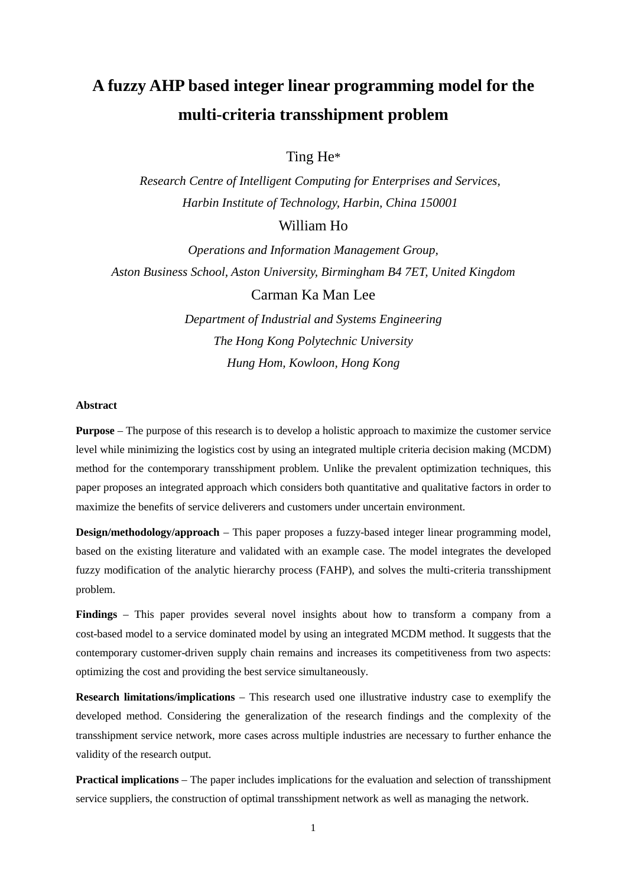# A fuzzy AHP based integer linear programming model for the multi-criteria transshipment problem

Ting He*

*Research Centre of Intelligent Computing for Enterprises and Services, Harbin Institute of Technology, Harbin, China 150001*

William Ho

*Operations and Information Management Group, Aston Business School, Aston University, Birmingham B4 7ET, United Kingdom*

Carman Ka Man Lee

*Department of Industrial and Systems Engineering*
*The Hong Kong Polytechnic University*
*Hung Hom, Kowloon, Hong Kong*

**Abstract**

**Purpose** – The purpose of this research is to develop a holistic approach to maximize the customer service level while minimizing the logistics cost by using an integrated multiple criteria decision making (MCDM) method for the contemporary transshipment problem. Unlike the prevalent optimization techniques, this paper proposes an integrated approach which considers both quantitative and qualitative factors in order to maximize the benefits of service deliverers and customers under uncertain environment.

**Design/methodology/approach** – This paper proposes a fuzzy-based integer linear programming model, based on the existing literature and validated with an example case. The model integrates the developed fuzzy modification of the analytic hierarchy process (FAHP), and solves the multi-criteria transshipment problem.

**Findings** – This paper provides several novel insights about how to transform a company from a cost-based model to a service dominated model by using an integrated MCDM method. It suggests that the contemporary customer-driven supply chain remains and increases its competitiveness from two aspects: optimizing the cost and providing the best service simultaneously.

**Research limitations/implications** – This research used one illustrative industry case to exemplify the developed method. Considering the generalization of the research findings and the complexity of the transshipment service network, more cases across multiple industries are necessary to further enhance the validity of the research output.

**Practical implications** – The paper includes implications for the evaluation and selection of transshipment service suppliers, the construction of optimal transshipment network as well as managing the network.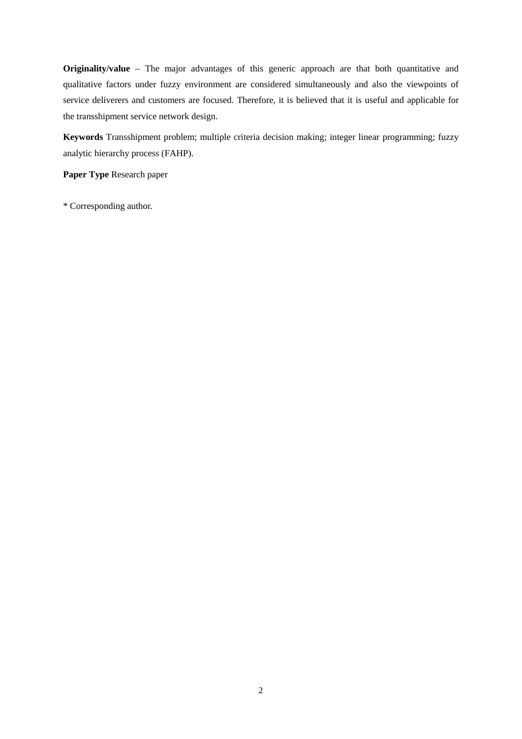**Originality/value** – The major advantages of this generic approach are that both quantitative and qualitative factors under fuzzy environment are considered simultaneously and also the viewpoints of service deliverers and customers are focused. Therefore, it is believed that it is useful and applicable for the transshipment service network design.

**Keywords** Transshipment problem; multiple criteria decision making; integer linear programming; fuzzy analytic hierarchy process (FAHP).

**Paper Type** Research paper

* Corresponding author.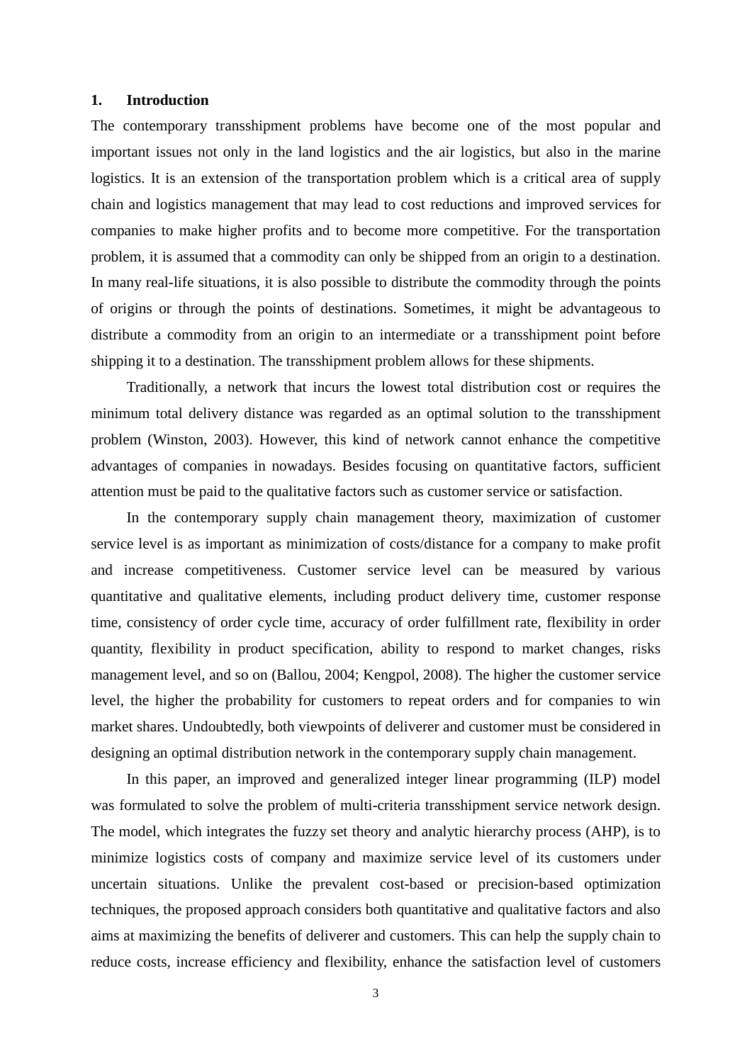## 1. Introduction

The contemporary transshipment problems have become one of the most popular and important issues not only in the land logistics and the air logistics, but also in the marine logistics. It is an extension of the transportation problem which is a critical area of supply chain and logistics management that may lead to cost reductions and improved services for companies to make higher profits and to become more competitive. For the transportation problem, it is assumed that a commodity can only be shipped from an origin to a destination. In many real-life situations, it is also possible to distribute the commodity through the points of origins or through the points of destinations. Sometimes, it might be advantageous to distribute a commodity from an origin to an intermediate or a transshipment point before shipping it to a destination. The transshipment problem allows for these shipments.

Traditionally, a network that incurs the lowest total distribution cost or requires the minimum total delivery distance was regarded as an optimal solution to the transshipment problem (Winston, 2003). However, this kind of network cannot enhance the competitive advantages of companies in nowadays. Besides focusing on quantitative factors, sufficient attention must be paid to the qualitative factors such as customer service or satisfaction.

In the contemporary supply chain management theory, maximization of customer service level is as important as minimization of costs/distance for a company to make profit and increase competitiveness. Customer service level can be measured by various quantitative and qualitative elements, including product delivery time, customer response time, consistency of order cycle time, accuracy of order fulfillment rate, flexibility in order quantity, flexibility in product specification, ability to respond to market changes, risks management level, and so on (Ballou, 2004; Kengpol, 2008). The higher the customer service level, the higher the probability for customers to repeat orders and for companies to win market shares. Undoubtedly, both viewpoints of deliverer and customer must be considered in designing an optimal distribution network in the contemporary supply chain management.

In this paper, an improved and generalized integer linear programming (ILP) model was formulated to solve the problem of multi-criteria transshipment service network design. The model, which integrates the fuzzy set theory and analytic hierarchy process (AHP), is to minimize logistics costs of company and maximize service level of its customers under uncertain situations. Unlike the prevalent cost-based or precision-based optimization techniques, the proposed approach considers both quantitative and qualitative factors and also aims at maximizing the benefits of deliverer and customers. This can help the supply chain to reduce costs, increase efficiency and flexibility, enhance the satisfaction level of customers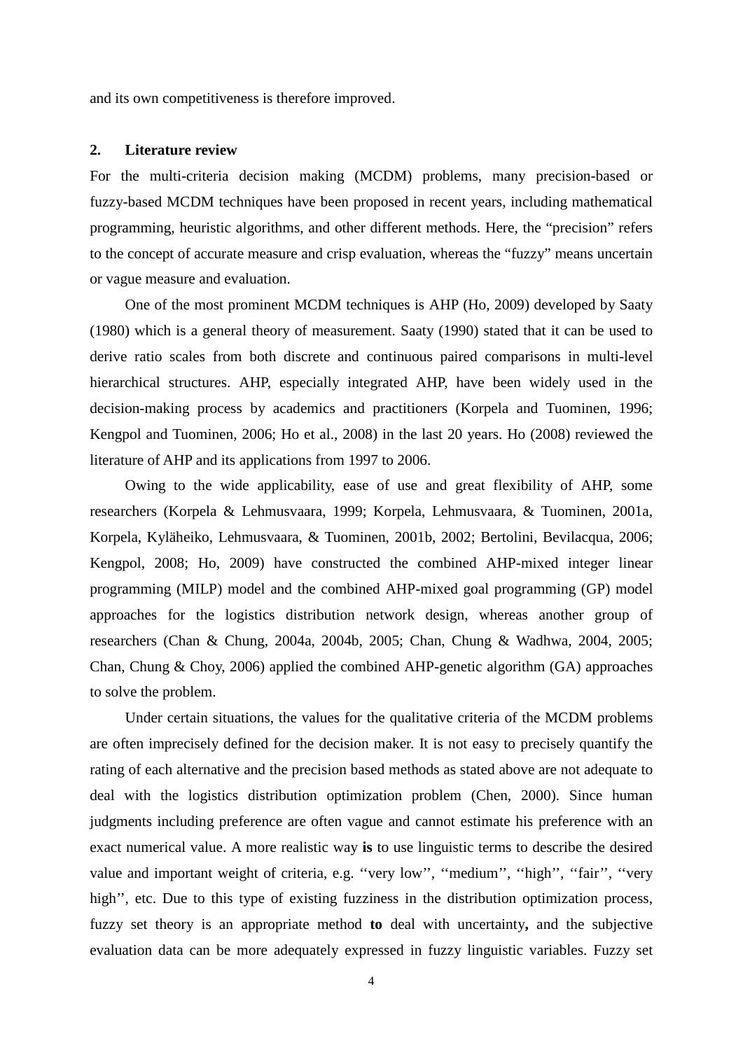and its own competitiveness is therefore improved.

## 2. Literature review

For the multi-criteria decision making (MCDM) problems, many precision-based or fuzzy-based MCDM techniques have been proposed in recent years, including mathematical programming, heuristic algorithms, and other different methods. Here, the “precision” refers to the concept of accurate measure and crisp evaluation, whereas the “fuzzy” means uncertain or vague measure and evaluation.

One of the most prominent MCDM techniques is AHP (Ho, 2009) developed by Saaty (1980) which is a general theory of measurement. Saaty (1990) stated that it can be used to derive ratio scales from both discrete and continuous paired comparisons in multi-level hierarchical structures. AHP, especially integrated AHP, have been widely used in the decision-making process by academics and practitioners (Korpela and Tuominen, 1996; Kengpol and Tuominen, 2006; Ho et al., 2008) in the last 20 years. Ho (2008) reviewed the literature of AHP and its applications from 1997 to 2006.

Owing to the wide applicability, ease of use and great flexibility of AHP, some researchers (Korpela & Lehmusvaara, 1999; Korpela, Lehmusvaara, & Tuominen, 2001a, Korpela, Kyläheiko, Lehmusvaara, & Tuominen, 2001b, 2002; Bertolini, Bevilacqua, 2006; Kengpol, 2008; Ho, 2009) have constructed the combined AHP-mixed integer linear programming (MILP) model and the combined AHP-mixed goal programming (GP) model approaches for the logistics distribution network design, whereas another group of researchers (Chan & Chung, 2004a, 2004b, 2005; Chan, Chung & Wadhwa, 2004, 2005; Chan, Chung & Choy, 2006) applied the combined AHP-genetic algorithm (GA) approaches to solve the problem.

Under certain situations, the values for the qualitative criteria of the MCDM problems are often imprecisely defined for the decision maker. It is not easy to precisely quantify the rating of each alternative and the precision based methods as stated above are not adequate to deal with the logistics distribution optimization problem (Chen, 2000). Since human judgments including preference are often vague and cannot estimate his preference with an exact numerical value. A more realistic way **is** to use linguistic terms to describe the desired value and important weight of criteria, e.g. ‘‘very low’’, ‘‘medium’’, ‘‘high’’, ‘‘fair’’, ‘‘very high’’, etc. Due to this type of existing fuzziness in the distribution optimization process, fuzzy set theory is an appropriate method **to** deal with uncertainty**,** and the subjective evaluation data can be more adequately expressed in fuzzy linguistic variables. Fuzzy set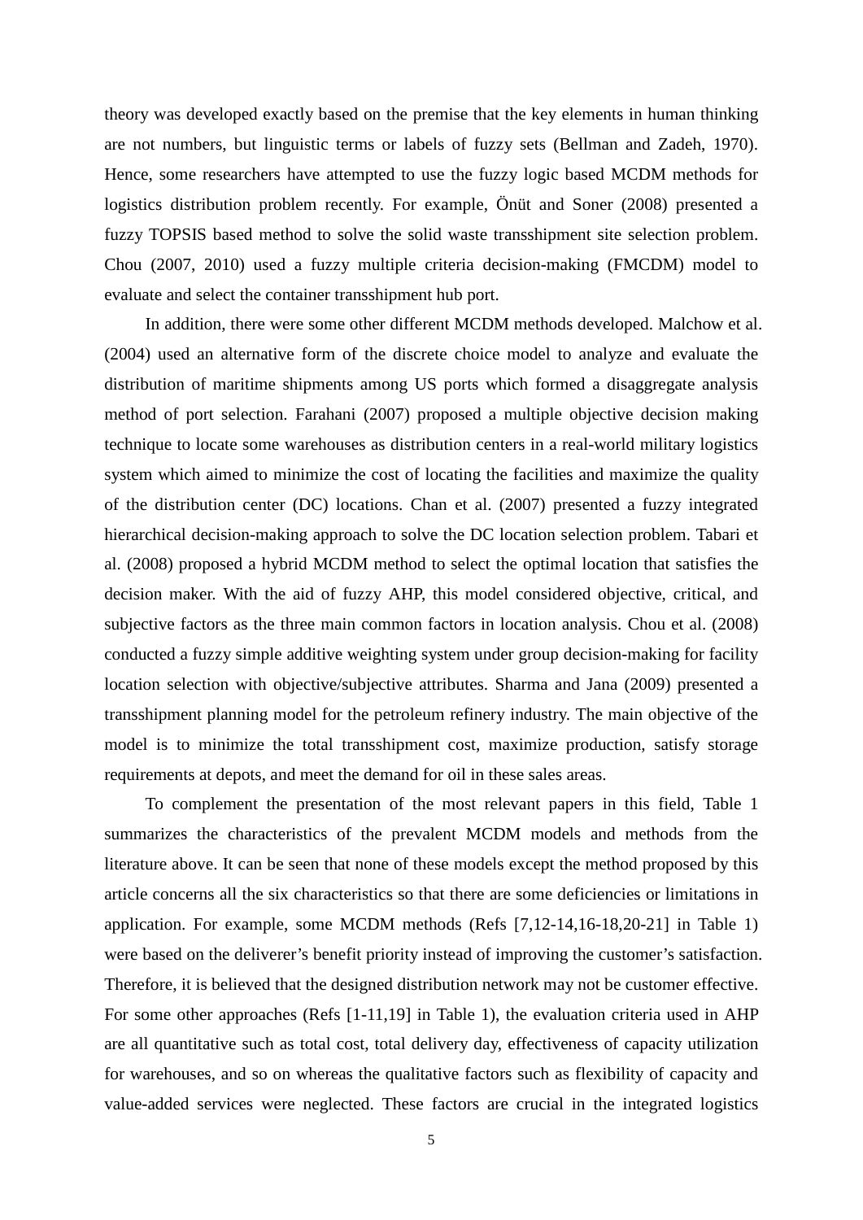theory was developed exactly based on the premise that the key elements in human thinking are not numbers, but linguistic terms or labels of fuzzy sets (Bellman and Zadeh, 1970). Hence, some researchers have attempted to use the fuzzy logic based MCDM methods for logistics distribution problem recently. For example, Önüt and Soner (2008) presented a fuzzy TOPSIS based method to solve the solid waste transshipment site selection problem. Chou (2007, 2010) used a fuzzy multiple criteria decision-making (FMCDM) model to evaluate and select the container transshipment hub port.

In addition, there were some other different MCDM methods developed. Malchow et al. (2004) used an alternative form of the discrete choice model to analyze and evaluate the distribution of maritime shipments among US ports which formed a disaggregate analysis method of port selection. Farahani (2007) proposed a multiple objective decision making technique to locate some warehouses as distribution centers in a real-world military logistics system which aimed to minimize the cost of locating the facilities and maximize the quality of the distribution center (DC) locations. Chan et al. (2007) presented a fuzzy integrated hierarchical decision-making approach to solve the DC location selection problem. Tabari et al. (2008) proposed a hybrid MCDM method to select the optimal location that satisfies the decision maker. With the aid of fuzzy AHP, this model considered objective, critical, and subjective factors as the three main common factors in location analysis. Chou et al. (2008) conducted a fuzzy simple additive weighting system under group decision-making for facility location selection with objective/subjective attributes. Sharma and Jana (2009) presented a transshipment planning model for the petroleum refinery industry. The main objective of the model is to minimize the total transshipment cost, maximize production, satisfy storage requirements at depots, and meet the demand for oil in these sales areas.

To complement the presentation of the most relevant papers in this field, Table 1 summarizes the characteristics of the prevalent MCDM models and methods from the literature above. It can be seen that none of these models except the method proposed by this article concerns all the six characteristics so that there are some deficiencies or limitations in application. For example, some MCDM methods (Refs [7,12-14,16-18,20-21] in Table 1) were based on the deliverer's benefit priority instead of improving the customer's satisfaction. Therefore, it is believed that the designed distribution network may not be customer effective. For some other approaches (Refs [1-11,19] in Table 1), the evaluation criteria used in AHP are all quantitative such as total cost, total delivery day, effectiveness of capacity utilization for warehouses, and so on whereas the qualitative factors such as flexibility of capacity and value-added services were neglected. These factors are crucial in the integrated logistics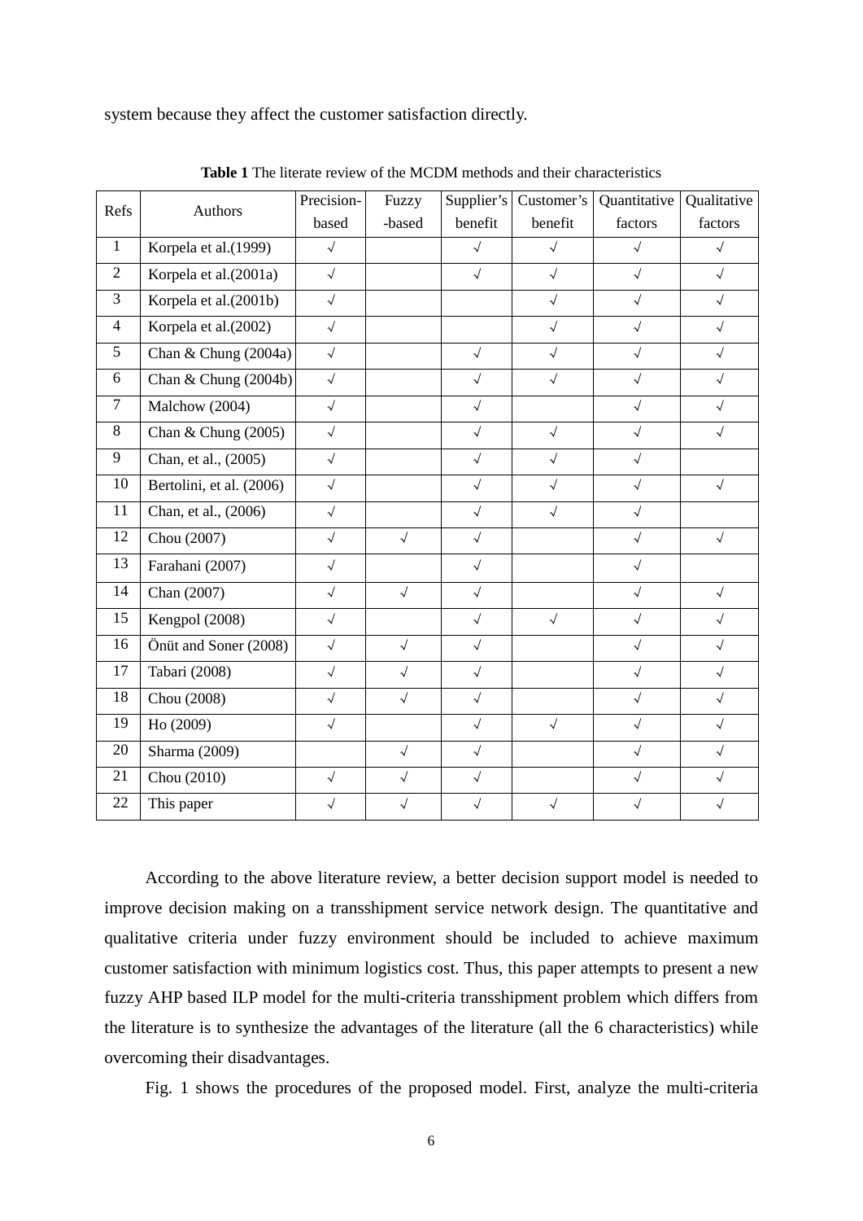system because they affect the customer satisfaction directly.

**Table 1** The literate review of the MCDM methods and their characteristics

| Refs | Authors | Precision-based | Fuzzy-based | Supplier's benefit | Customer's benefit | Quantitative factors | Qualitative factors |
|---|---|---|---|---|---|---|---|
| 1 | Korpela et al.(1999) | √ | | √ | √ | √ | √ |
| 2 | Korpela et al.(2001a) | √ | | √ | √ | √ | √ |
| 3 | Korpela et al.(2001b) | √ | | | √ | √ | √ |
| 4 | Korpela et al.(2002) | √ | | | √ | √ | √ |
| 5 | Chan & Chung (2004a) | √ | | √ | √ | √ | √ |
| 6 | Chan & Chung (2004b) | √ | | √ | √ | √ | √ |
| 7 | Malchow (2004) | √ | | √ | | √ | √ |
| 8 | Chan & Chung (2005) | √ | | √ | √ | √ | √ |
| 9 | Chan, et al., (2005) | √ | | √ | √ | √ | |
| 10 | Bertolini, et al. (2006) | √ | | √ | √ | √ | √ |
| 11 | Chan, et al., (2006) | √ | | √ | √ | √ | |
| 12 | Chou (2007) | √ | √ | √ | | √ | √ |
| 13 | Farahani (2007) | √ | | √ | | √ | |
| 14 | Chan (2007) | √ | √ | √ | | √ | √ |
| 15 | Kengpol (2008) | √ | | √ | √ | √ | √ |
| 16 | Önüt and Soner (2008) | √ | √ | √ | | √ | √ |
| 17 | Tabari (2008) | √ | √ | √ | | √ | √ |
| 18 | Chou (2008) | √ | √ | √ | | √ | √ |
| 19 | Ho (2009) | √ | | √ | √ | √ | √ |
| 20 | Sharma (2009) | | √ | √ | | √ | √ |
| 21 | Chou (2010) | √ | √ | √ | | √ | √ |
| 22 | This paper | √ | √ | √ | √ | √ | √ |

According to the above literature review, a better decision support model is needed to improve decision making on a transshipment service network design. The quantitative and qualitative criteria under fuzzy environment should be included to achieve maximum customer satisfaction with minimum logistics cost. Thus, this paper attempts to present a new fuzzy AHP based ILP model for the multi-criteria transshipment problem which differs from the literature is to synthesize the advantages of the literature (all the 6 characteristics) while overcoming their disadvantages.

Fig. 1 shows the procedures of the proposed model. First, analyze the multi-criteria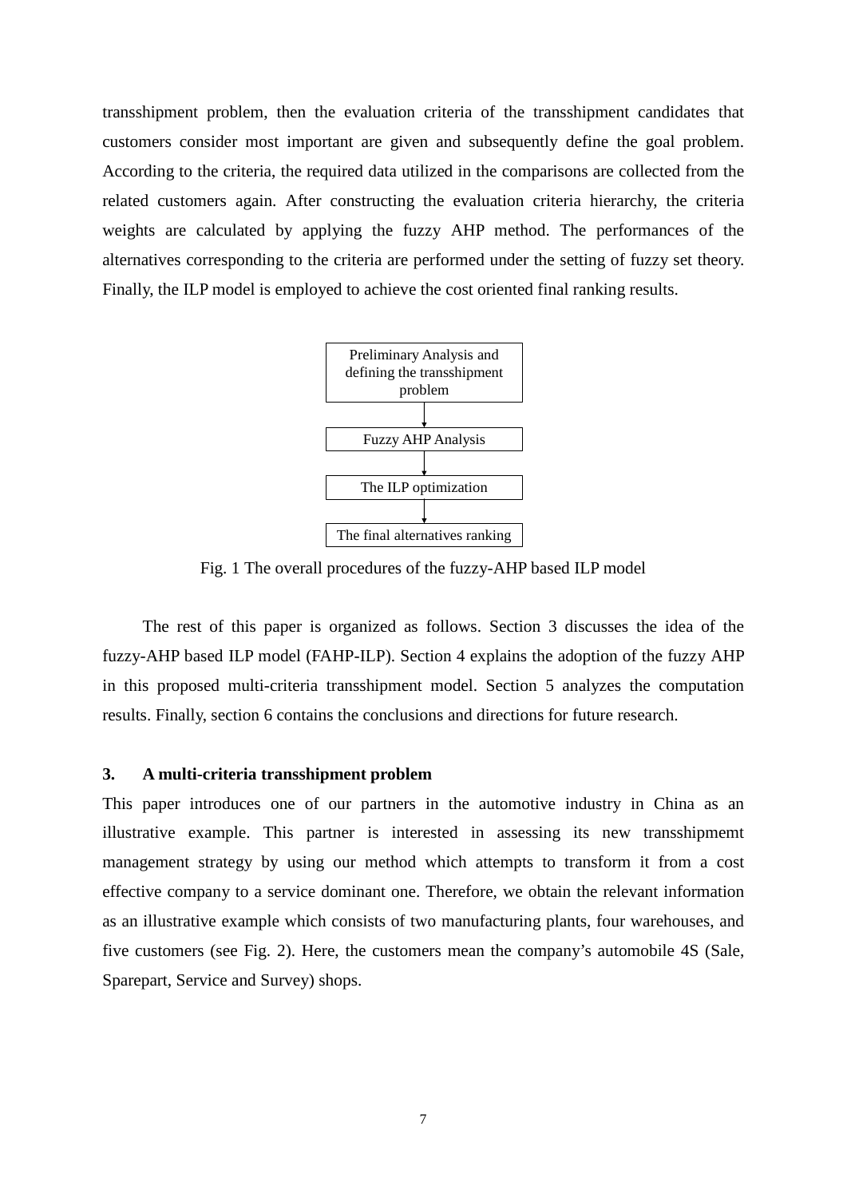transshipment problem, then the evaluation criteria of the transshipment candidates that customers consider most important are given and subsequently define the goal problem. According to the criteria, the required data utilized in the comparisons are collected from the related customers again. After constructing the evaluation criteria hierarchy, the criteria weights are calculated by applying the fuzzy AHP method. The performances of the alternatives corresponding to the criteria are performed under the setting of fuzzy set theory. Finally, the ILP model is employed to achieve the cost oriented final ranking results.

Preliminary Analysis and defining the transshipment problem

↓

Fuzzy AHP Analysis

↓

The ILP optimization

↓

The final alternatives ranking

Fig. 1 The overall procedures of the fuzzy-AHP based ILP model

The rest of this paper is organized as follows. Section 3 discusses the idea of the fuzzy-AHP based ILP model (FAHP-ILP). Section 4 explains the adoption of the fuzzy AHP in this proposed multi-criteria transshipment model. Section 5 analyzes the computation results. Finally, section 6 contains the conclusions and directions for future research.

### 3. A multi-criteria transshipment problem

This paper introduces one of our partners in the automotive industry in China as an illustrative example. This partner is interested in assessing its new transshipmemt management strategy by using our method which attempts to transform it from a cost effective company to a service dominant one. Therefore, we obtain the relevant information as an illustrative example which consists of two manufacturing plants, four warehouses, and five customers (see Fig. 2). Here, the customers mean the company's automobile 4S (Sale, Sparepart, Service and Survey) shops.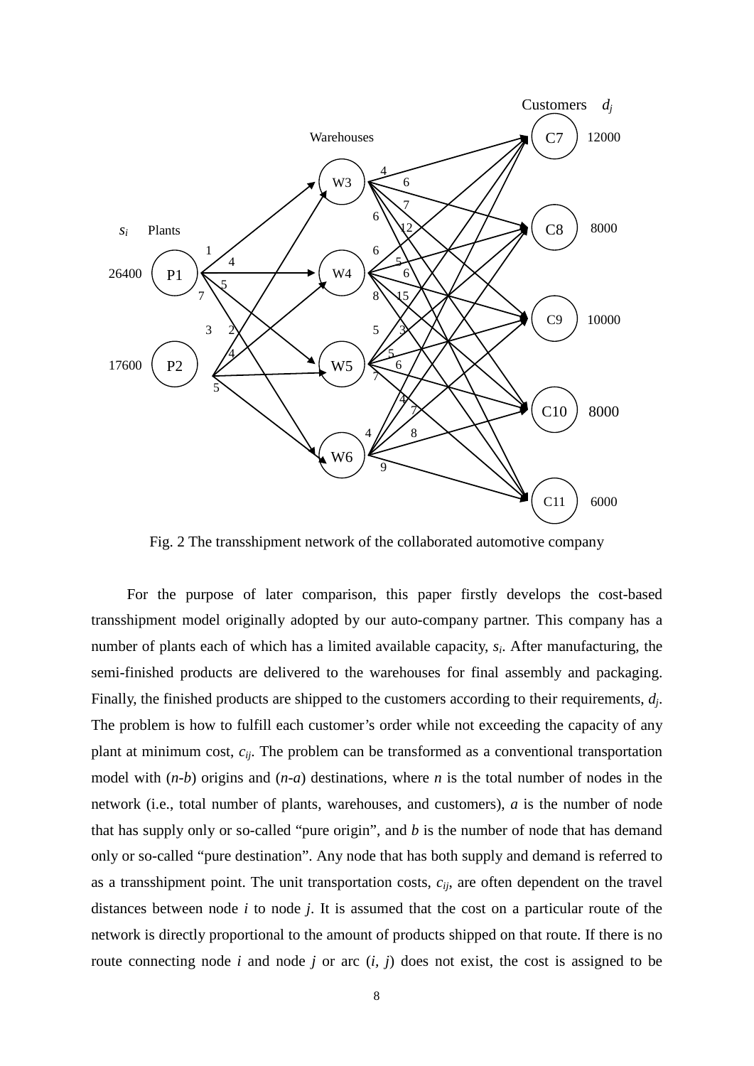Fig. 2 The transshipment network of the collaborated automotive company

For the purpose of later comparison, this paper firstly develops the cost-based transshipment model originally adopted by our auto-company partner. This company has a number of plants each of which has a limited available capacity, $s_i$. After manufacturing, the semi-finished products are delivered to the warehouses for final assembly and packaging. Finally, the finished products are shipped to the customers according to their requirements, $d_j$. The problem is how to fulfill each customer's order while not exceeding the capacity of any plant at minimum cost, $c_{ij}$. The problem can be transformed as a conventional transportation model with ($n$-$b$) origins and ($n$-$a$) destinations, where $n$ is the total number of nodes in the network (i.e., total number of plants, warehouses, and customers), $a$ is the number of node that has supply only or so-called "pure origin", and $b$ is the number of node that has demand only or so-called "pure destination". Any node that has both supply and demand is referred to as a transshipment point. The unit transportation costs, $c_{ij}$, are often dependent on the travel distances between node $i$ to node $j$. It is assumed that the cost on a particular route of the network is directly proportional to the amount of products shipped on that route. If there is no route connecting node $i$ and node $j$ or arc ($i$, $j$) does not exist, the cost is assigned to be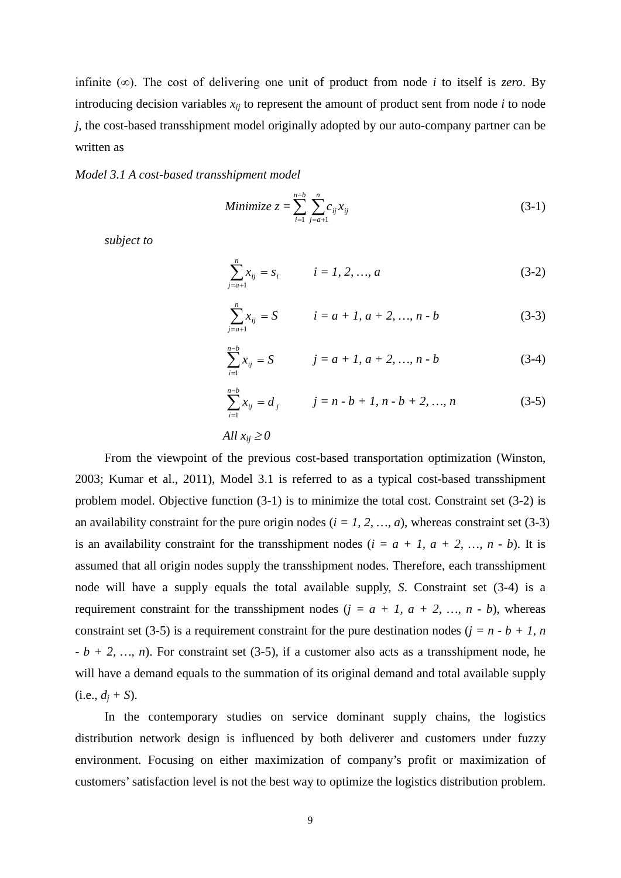infinite (∞). The cost of delivering one unit of product from node $i$ to itself is *zero*. By introducing decision variables $x_{ij}$ to represent the amount of product sent from node $i$ to node $j$, the cost-based transshipment model originally adopted by our auto-company partner can be written as

*Model 3.1 A cost-based transshipment model*

$$\text{Minimize } z = \sum_{i=1}^{n-b} \sum_{j=a+1}^{n} c_{ij} x_{ij} \tag{3-1}$$

*subject to*

$$\sum_{j=a+1}^{n} x_{ij} = s_i \qquad i = 1, 2, \ldots, a \tag{3-2}$$

$$\sum_{j=a+1}^{n} x_{ij} = S \qquad i = a+1, a+2, \ldots, n-b \tag{3-3}$$

$$\sum_{i=1}^{n-b} x_{ij} = S \qquad j = a+1, a+2, \ldots, n-b \tag{3-4}$$

$$\sum_{i=1}^{n-b} x_{ij} = d_j \qquad j = n-b+1, n-b+2, \ldots, n \tag{3-5}$$

$$\text{All } x_{ij} \geq 0$$

From the viewpoint of the previous cost-based transportation optimization (Winston, 2003; Kumar et al., 2011), Model 3.1 is referred to as a typical cost-based transshipment problem model. Objective function (3-1) is to minimize the total cost. Constraint set (3-2) is an availability constraint for the pure origin nodes ($i = 1, 2, \ldots, a$), whereas constraint set (3-3) is an availability constraint for the transshipment nodes ($i = a + 1, a + 2, \ldots, n - b$). It is assumed that all origin nodes supply the transshipment nodes. Therefore, each transshipment node will have a supply equals the total available supply, $S$. Constraint set (3-4) is a requirement constraint for the transshipment nodes ($j = a + 1, a + 2, \ldots, n - b$), whereas constraint set (3-5) is a requirement constraint for the pure destination nodes ($j = n - b + 1, n - b + 2, \ldots, n$). For constraint set (3-5), if a customer also acts as a transshipment node, he will have a demand equals to the summation of its original demand and total available supply (i.e., $d_j + S$).

In the contemporary studies on service dominant supply chains, the logistics distribution network design is influenced by both deliverer and customers under fuzzy environment. Focusing on either maximization of company's profit or maximization of customers' satisfaction level is not the best way to optimize the logistics distribution problem.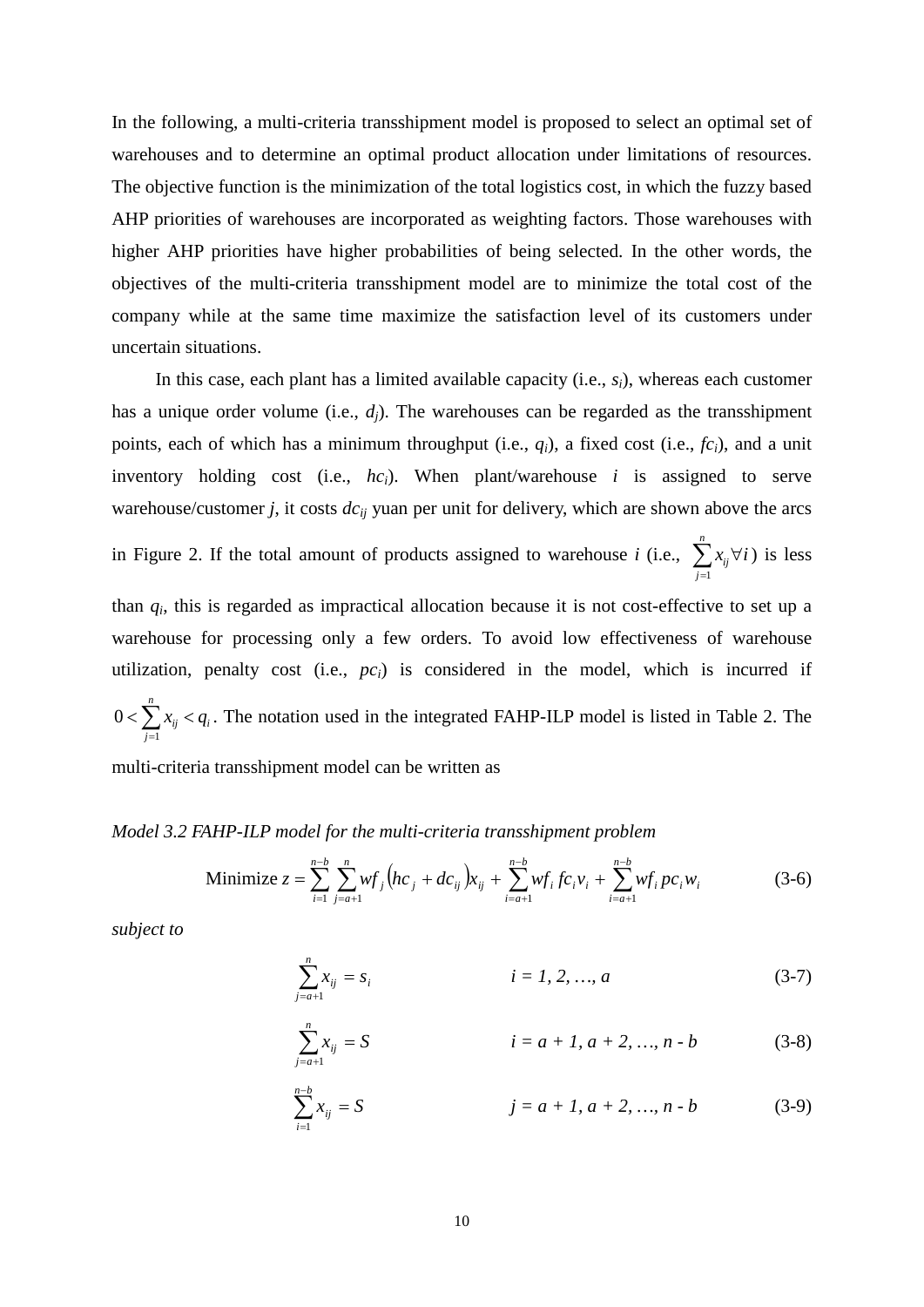In the following, a multi-criteria transshipment model is proposed to select an optimal set of warehouses and to determine an optimal product allocation under limitations of resources. The objective function is the minimization of the total logistics cost, in which the fuzzy based AHP priorities of warehouses are incorporated as weighting factors. Those warehouses with higher AHP priorities have higher probabilities of being selected. In the other words, the objectives of the multi-criteria transshipment model are to minimize the total cost of the company while at the same time maximize the satisfaction level of its customers under uncertain situations.

In this case, each plant has a limited available capacity (i.e., $s_i$), whereas each customer has a unique order volume (i.e., $d_j$). The warehouses can be regarded as the transshipment points, each of which has a minimum throughput (i.e., $q_i$), a fixed cost (i.e., $fc_i$), and a unit inventory holding cost (i.e., $hc_i$). When plant/warehouse $i$ is assigned to serve warehouse/customer $j$, it costs $dc_{ij}$ yuan per unit for delivery, which are shown above the arcs in Figure 2. If the total amount of products assigned to warehouse $i$ (i.e., $\sum_{j=1}^{n} x_{ij} \forall i$) is less than $q_i$, this is regarded as impractical allocation because it is not cost-effective to set up a warehouse for processing only a few orders. To avoid low effectiveness of warehouse utilization, penalty cost (i.e., $pc_i$) is considered in the model, which is incurred if $0 < \sum_{j=1}^{n} x_{ij} < q_i$. The notation used in the integrated FAHP-ILP model is listed in Table 2. The multi-criteria transshipment model can be written as

*Model 3.2 FAHP-ILP model for the multi-criteria transshipment problem*

$$\text{Minimize } z = \sum_{i=1}^{n-b} \sum_{j=a+1}^{n} wf_j \left(hc_j + dc_{ij}\right) x_{ij} + \sum_{i=a+1}^{n-b} wf_i \, fc_i v_i + \sum_{i=a+1}^{n-b} wf_i \, pc_i w_i \tag{3-6}$$

*subject to*

$$\sum_{j=a+1}^{n} x_{ij} = s_i \qquad i = 1, 2, \ldots, a \tag{3-7}$$

$$\sum_{j=a+1}^{n} x_{ij} = S \qquad i = a + 1, a + 2, \ldots, n - b \tag{3-8}$$

$$\sum_{i=1}^{n-b} x_{ij} = S \qquad j = a + 1, a + 2, \ldots, n - b \tag{3-9}$$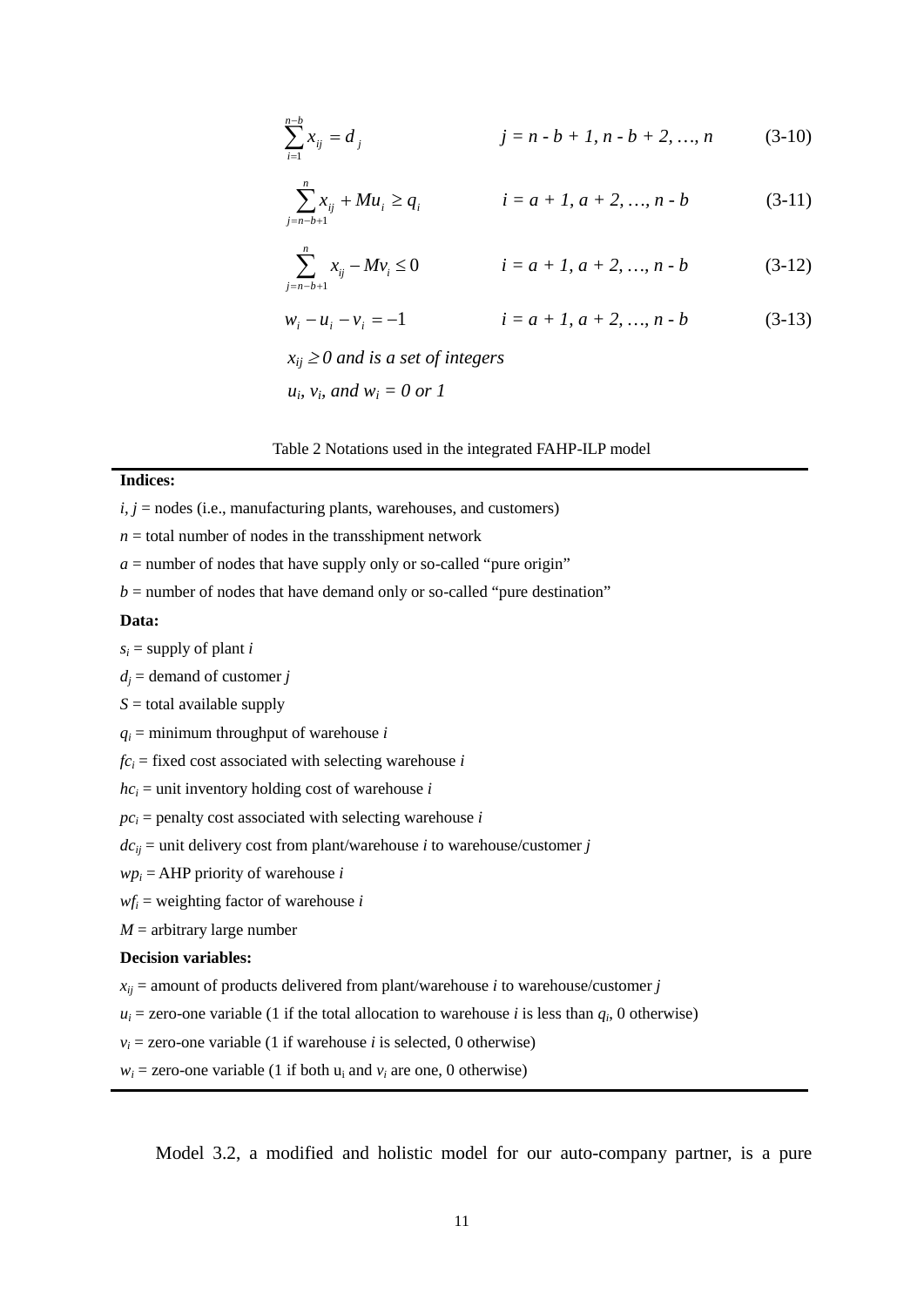$$\sum_{i=1}^{n-b} x_{ij} = d_j \qquad j = n - b + 1, n - b + 2, \ldots, n \tag{3-10}$$

$$\sum_{j=n-b+1}^{n} x_{ij} + Mu_i \geq q_i \qquad i = a + 1, a + 2, \ldots, n - b \tag{3-11}$$

$$\sum_{j=n-b+1}^{n} x_{ij} - Mv_i \leq 0 \qquad i = a + 1, a + 2, \ldots, n - b \tag{3-12}$$

$$w_i - u_i - v_i = -1 \qquad i = a + 1, a + 2, \ldots, n - b \tag{3-13}$$

*$x_{ij} \geq 0$ and is a set of integers*

*$u_i$, $v_i$, and $w_i$ = 0 or 1*

Table 2 Notations used in the integrated FAHP-ILP model

**Indices:**

$i$, $j$ = nodes (i.e., manufacturing plants, warehouses, and customers)

$n$ = total number of nodes in the transshipment network

$a$ = number of nodes that have supply only or so-called "pure origin"

$b$ = number of nodes that have demand only or so-called "pure destination"

**Data:**

$s_i$ = supply of plant $i$

$d_j$ = demand of customer $j$

$S$ = total available supply

$q_i$ = minimum throughput of warehouse $i$

$fc_i$ = fixed cost associated with selecting warehouse $i$

$hc_i$ = unit inventory holding cost of warehouse $i$

$pc_i$ = penalty cost associated with selecting warehouse $i$

$dc_{ij}$ = unit delivery cost from plant/warehouse $i$ to warehouse/customer $j$

$wp_i$ = AHP priority of warehouse $i$

$wf_i$ = weighting factor of warehouse $i$

$M$ = arbitrary large number

**Decision variables:**

$x_{ij}$ = amount of products delivered from plant/warehouse $i$ to warehouse/customer $j$

$u_i$ = zero-one variable (1 if the total allocation to warehouse $i$ is less than $q_i$, 0 otherwise)

$v_i$ = zero-one variable (1 if warehouse $i$ is selected, 0 otherwise)

$w_i$ = zero-one variable (1 if both $u_i$ and $v_i$ are one, 0 otherwise)

Model 3.2, a modified and holistic model for our auto-company partner, is a pure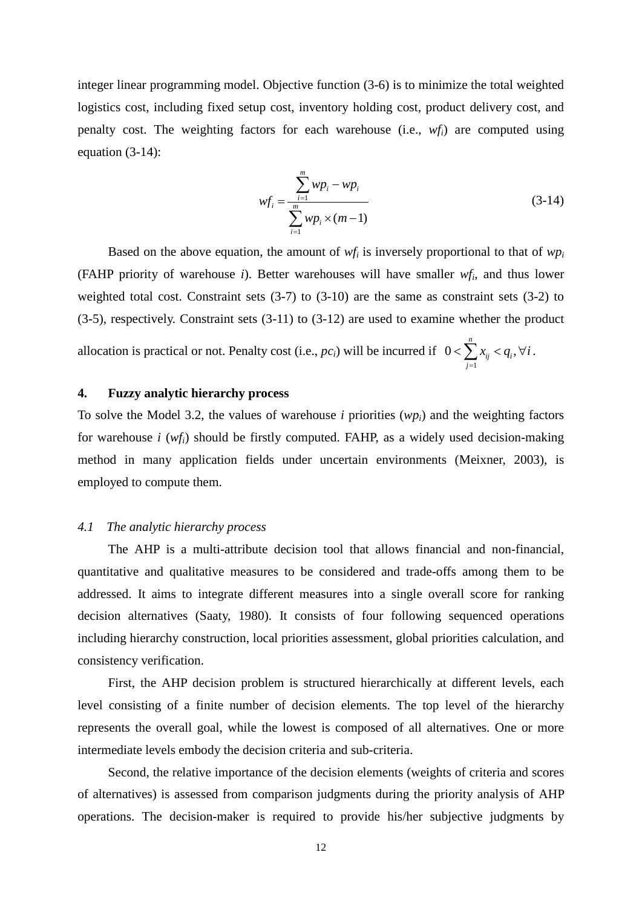integer linear programming model. Objective function (3-6) is to minimize the total weighted logistics cost, including fixed setup cost, inventory holding cost, product delivery cost, and penalty cost. The weighting factors for each warehouse (i.e., $wf_i$) are computed using equation (3-14):

$$wf_i = \frac{\sum_{i=1}^{m} wp_i - wp_i}{\sum_{i=1}^{m} wp_i \times (m-1)} \tag{3-14}$$

Based on the above equation, the amount of $wf_i$ is inversely proportional to that of $wp_i$ (FAHP priority of warehouse $i$). Better warehouses will have smaller $wf_i$, and thus lower weighted total cost. Constraint sets (3-7) to (3-10) are the same as constraint sets (3-2) to (3-5), respectively. Constraint sets (3-11) to (3-12) are used to examine whether the product allocation is practical or not. Penalty cost (i.e., $pc_i$) will be incurred if $0 < \sum_{j=1}^{n} x_{ij} < q_i, \forall i$.

## 4. Fuzzy analytic hierarchy process

To solve the Model 3.2, the values of warehouse $i$ priorities ($wp_i$) and the weighting factors for warehouse $i$ ($wf_i$) should be firstly computed. FAHP, as a widely used decision-making method in many application fields under uncertain environments (Meixner, 2003), is employed to compute them.

### *4.1 The analytic hierarchy process*

The AHP is a multi-attribute decision tool that allows financial and non-financial, quantitative and qualitative measures to be considered and trade-offs among them to be addressed. It aims to integrate different measures into a single overall score for ranking decision alternatives (Saaty, 1980). It consists of four following sequenced operations including hierarchy construction, local priorities assessment, global priorities calculation, and consistency verification.

First, the AHP decision problem is structured hierarchically at different levels, each level consisting of a finite number of decision elements. The top level of the hierarchy represents the overall goal, while the lowest is composed of all alternatives. One or more intermediate levels embody the decision criteria and sub-criteria.

Second, the relative importance of the decision elements (weights of criteria and scores of alternatives) is assessed from comparison judgments during the priority analysis of AHP operations. The decision-maker is required to provide his/her subjective judgments by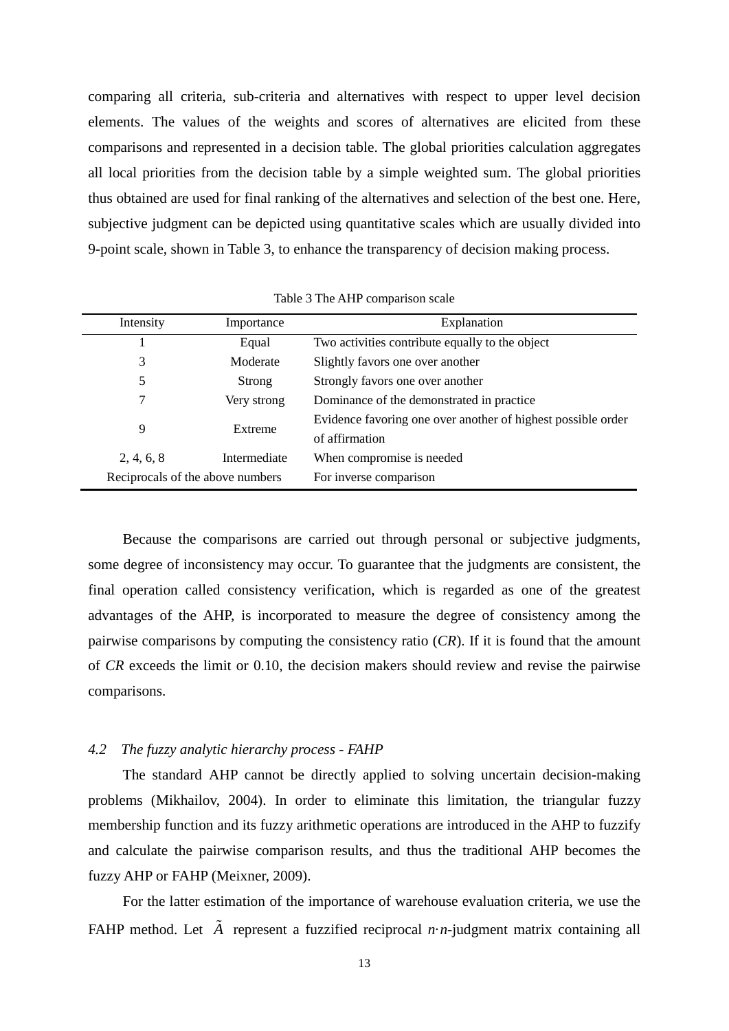comparing all criteria, sub-criteria and alternatives with respect to upper level decision elements. The values of the weights and scores of alternatives are elicited from these comparisons and represented in a decision table. The global priorities calculation aggregates all local priorities from the decision table by a simple weighted sum. The global priorities thus obtained are used for final ranking of the alternatives and selection of the best one. Here, subjective judgment can be depicted using quantitative scales which are usually divided into 9-point scale, shown in Table 3, to enhance the transparency of decision making process.

Table 3 The AHP comparison scale

| Intensity | Importance | Explanation |
|---|---|---|
| 1 | Equal | Two activities contribute equally to the object |
| 3 | Moderate | Slightly favors one over another |
| 5 | Strong | Strongly favors one over another |
| 7 | Very strong | Dominance of the demonstrated in practice |
| 9 | Extreme | Evidence favoring one over another of highest possible order of affirmation |
| 2, 4, 6, 8 | Intermediate | When compromise is needed |
| Reciprocals of the above numbers | | For inverse comparison |

Because the comparisons are carried out through personal or subjective judgments, some degree of inconsistency may occur. To guarantee that the judgments are consistent, the final operation called consistency verification, which is regarded as one of the greatest advantages of the AHP, is incorporated to measure the degree of consistency among the pairwise comparisons by computing the consistency ratio (*CR*). If it is found that the amount of *CR* exceeds the limit or 0.10, the decision makers should review and revise the pairwise comparisons.

### *4.2 The fuzzy analytic hierarchy process - FAHP*

The standard AHP cannot be directly applied to solving uncertain decision-making problems (Mikhailov, 2004). In order to eliminate this limitation, the triangular fuzzy membership function and its fuzzy arithmetic operations are introduced in the AHP to fuzzify and calculate the pairwise comparison results, and thus the traditional AHP becomes the fuzzy AHP or FAHP (Meixner, 2009).

For the latter estimation of the importance of warehouse evaluation criteria, we use the FAHP method. Let $\tilde{A}$ represent a fuzzified reciprocal $n{\cdot}n$-judgment matrix containing all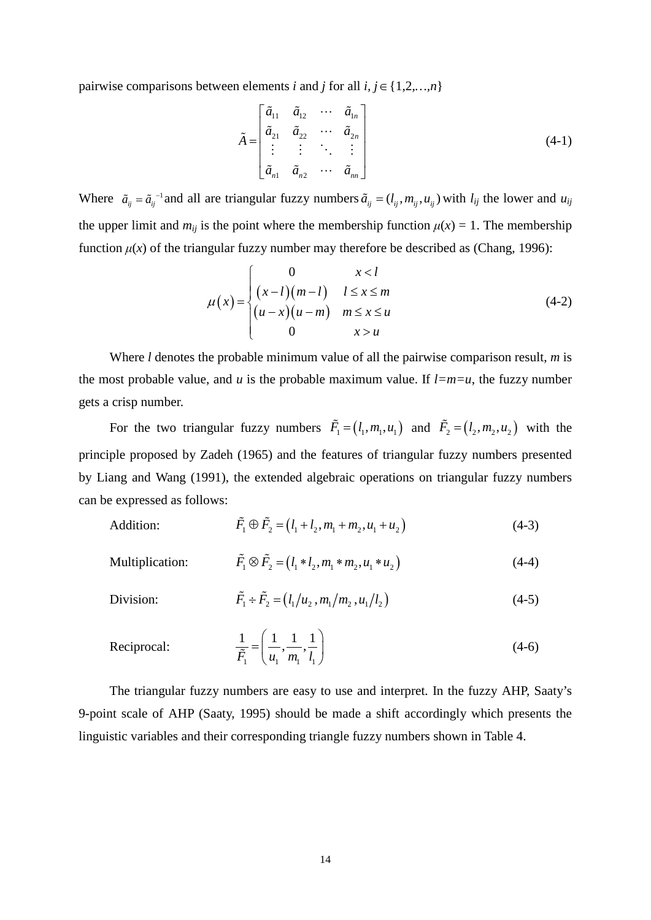pairwise comparisons between elements *i* and *j* for all $i, j \in \{1,2,\ldots,n\}$

$$\tilde{A} = \begin{bmatrix} \tilde{a}_{11} & \tilde{a}_{12} & \cdots & \tilde{a}_{1n} \\ \tilde{a}_{21} & \tilde{a}_{22} & \cdots & \tilde{a}_{2n} \\ \vdots & \vdots & \ddots & \vdots \\ \tilde{a}_{n1} & \tilde{a}_{n2} & \cdots & \tilde{a}_{nn} \end{bmatrix} \tag{4-1}$$

Where $\tilde{a}_{ij} = \tilde{a}_{ij}^{\ -1}$ and all are triangular fuzzy numbers $\tilde{a}_{ij} = (l_{ij}, m_{ij}, u_{ij})$ with $l_{ij}$ the lower and $u_{ij}$ the upper limit and $m_{ij}$ is the point where the membership function $\mu(x) = 1$. The membership function $\mu(x)$ of the triangular fuzzy number may therefore be described as (Chang, 1996):

$$\mu(x) = \begin{cases} 0 & x < l \\ (x-l)(m-l) & l \le x \le m \\ (u-x)(u-m) & m \le x \le u \\ 0 & x > u \end{cases} \tag{4-2}$$

Where $l$ denotes the probable minimum value of all the pairwise comparison result, $m$ is the most probable value, and $u$ is the probable maximum value. If $l=m=u$, the fuzzy number gets a crisp number.

For the two triangular fuzzy numbers $\tilde{F}_1 = (l_1, m_1, u_1)$ and $\tilde{F}_2 = (l_2, m_2, u_2)$ with the principle proposed by Zadeh (1965) and the features of triangular fuzzy numbers presented by Liang and Wang (1991), the extended algebraic operations on triangular fuzzy numbers can be expressed as follows:

Addition:
$$\tilde{F}_1 \oplus \tilde{F}_2 = (l_1 + l_2, m_1 + m_2, u_1 + u_2) \tag{4-3}$$

Multiplication:
$$\tilde{F}_1 \otimes \tilde{F}_2 = (l_1 * l_2, m_1 * m_2, u_1 * u_2) \tag{4-4}$$

Division:
$$\tilde{F}_1 \div \tilde{F}_2 = (l_1/u_2, m_1/m_2, u_1/l_2) \tag{4-5}$$

Reciprocal:
$$\frac{1}{\tilde{F}_1} = \left(\frac{1}{u_1}, \frac{1}{m_1}, \frac{1}{l_1}\right) \tag{4-6}$$

The triangular fuzzy numbers are easy to use and interpret. In the fuzzy AHP, Saaty's 9-point scale of AHP (Saaty, 1995) should be made a shift accordingly which presents the linguistic variables and their corresponding triangle fuzzy numbers shown in Table 4.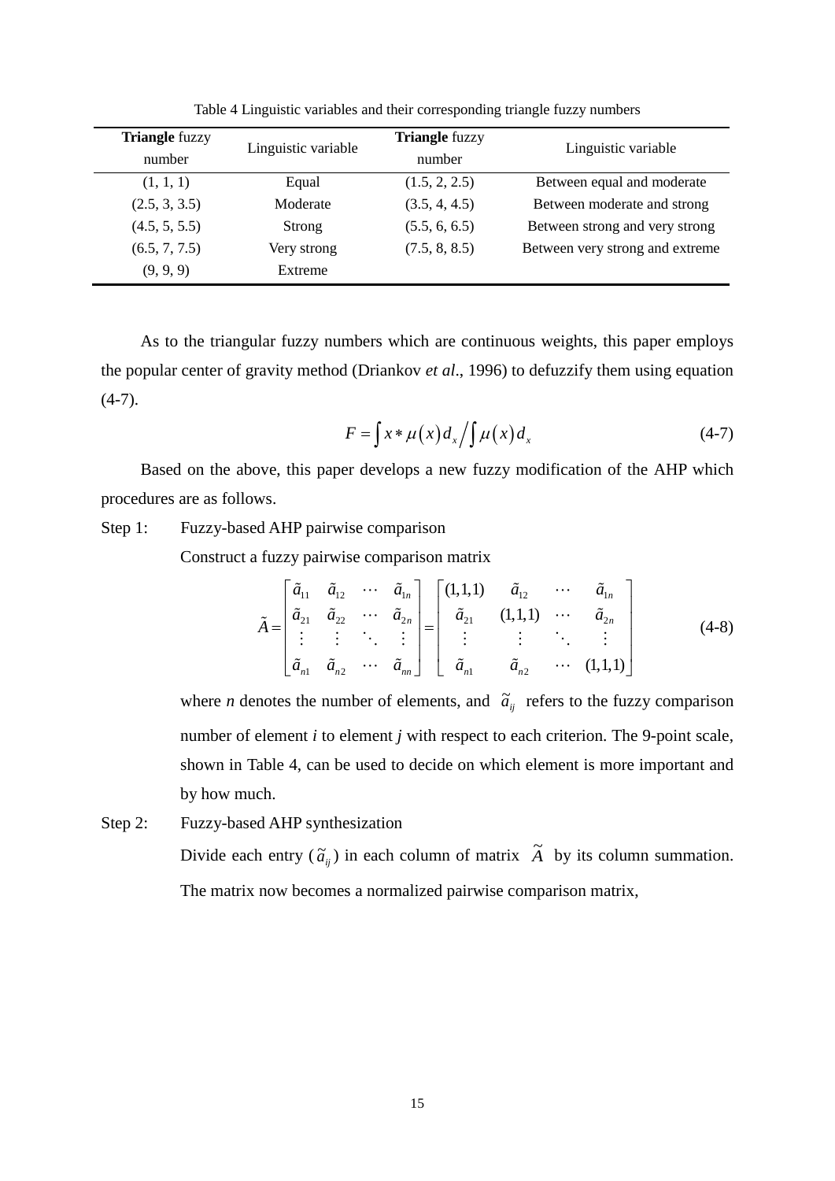Table 4 Linguistic variables and their corresponding triangle fuzzy numbers

| **Triangle** fuzzy number | Linguistic variable | **Triangle** fuzzy number | Linguistic variable |
|---|---|---|---|
| (1, 1, 1) | Equal | (1.5, 2, 2.5) | Between equal and moderate |
| (2.5, 3, 3.5) | Moderate | (3.5, 4, 4.5) | Between moderate and strong |
| (4.5, 5, 5.5) | Strong | (5.5, 6, 6.5) | Between strong and very strong |
| (6.5, 7, 7.5) | Very strong | (7.5, 8, 8.5) | Between very strong and extreme |
| (9, 9, 9) | Extreme | | |

As to the triangular fuzzy numbers which are continuous weights, this paper employs the popular center of gravity method (Driankov *et al*., 1996) to defuzzify them using equation (4-7).

$$F = \int x * \mu(x) d_x \Big/ \int \mu(x) d_x \tag{4-7}$$

Based on the above, this paper develops a new fuzzy modification of the AHP which procedures are as follows.

Step 1: Fuzzy-based AHP pairwise comparison

Construct a fuzzy pairwise comparison matrix

$$\tilde{A} = \begin{bmatrix} \tilde{a}_{11} & \tilde{a}_{12} & \cdots & \tilde{a}_{1n} \\ \tilde{a}_{21} & \tilde{a}_{22} & \cdots & \tilde{a}_{2n} \\ \vdots & \vdots & \ddots & \vdots \\ \tilde{a}_{n1} & \tilde{a}_{n2} & \cdots & \tilde{a}_{nn} \end{bmatrix} = \begin{bmatrix} (1,1,1) & \tilde{a}_{12} & \cdots & \tilde{a}_{1n} \\ \tilde{a}_{21} & (1,1,1) & \cdots & \tilde{a}_{2n} \\ \vdots & \vdots & \ddots & \vdots \\ \tilde{a}_{n1} & \tilde{a}_{n2} & \cdots & (1,1,1) \end{bmatrix} \tag{4-8}$$

where $n$ denotes the number of elements, and $\tilde{a}_{ij}$ refers to the fuzzy comparison number of element $i$ to element $j$ with respect to each criterion. The 9-point scale, shown in Table 4, can be used to decide on which element is more important and by how much.

Step 2: Fuzzy-based AHP synthesization

Divide each entry ($\tilde{a}_{ij}$) in each column of matrix $\tilde{A}$ by its column summation. The matrix now becomes a normalized pairwise comparison matrix,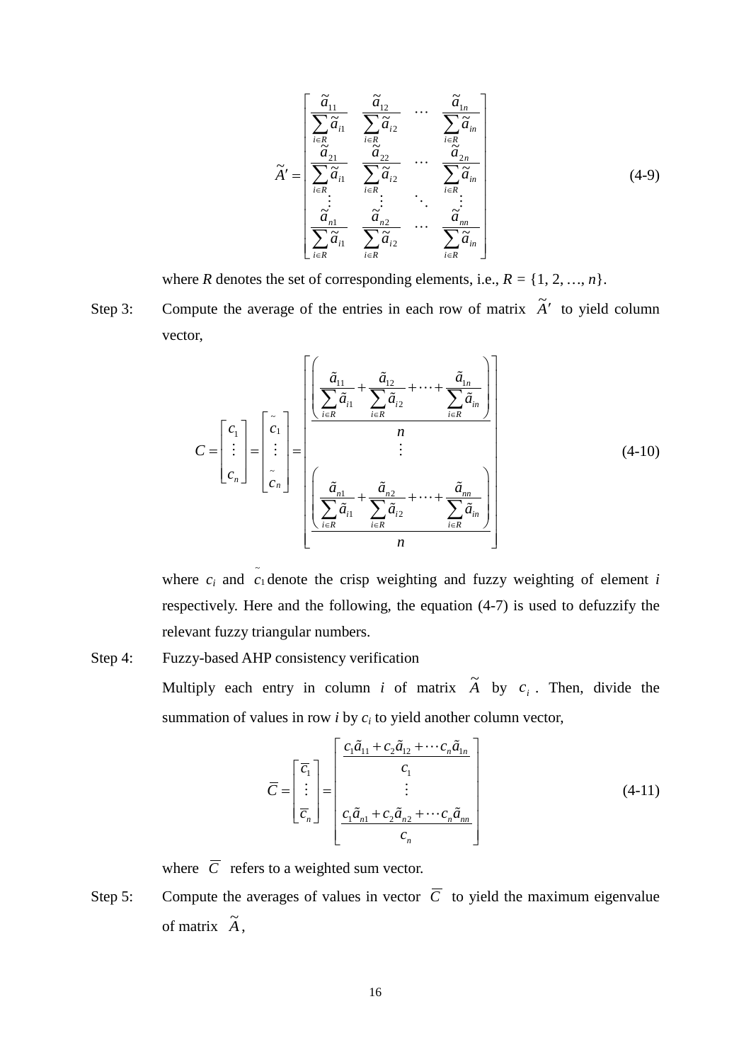$$\tilde{A}' = \begin{bmatrix} \frac{\tilde{a}_{11}}{\sum_{i\in R}\tilde{a}_{i1}} & \frac{\tilde{a}_{12}}{\sum_{i\in R}\tilde{a}_{i2}} & \cdots & \frac{\tilde{a}_{1n}}{\sum_{i\in R}\tilde{a}_{in}} \\ \frac{\tilde{a}_{21}}{\sum_{i\in R}\tilde{a}_{i1}} & \frac{\tilde{a}_{22}}{\sum_{i\in R}\tilde{a}_{i2}} & \cdots & \frac{\tilde{a}_{2n}}{\sum_{i\in R}\tilde{a}_{in}} \\ \vdots & \vdots & \ddots & \vdots \\ \frac{\tilde{a}_{n1}}{\sum_{i\in R}\tilde{a}_{i1}} & \frac{\tilde{a}_{n2}}{\sum_{i\in R}\tilde{a}_{i2}} & \cdots & \frac{\tilde{a}_{nn}}{\sum_{i\in R}\tilde{a}_{in}} \end{bmatrix} \tag{4-9}$$

where $R$ denotes the set of corresponding elements, i.e., $R = \{1, 2, \ldots, n\}$.

Step 3: Compute the average of the entries in each row of matrix $\tilde{A}'$ to yield column vector,

$$C = \begin{bmatrix} c_1 \\ \vdots \\ c_n \end{bmatrix} = \begin{bmatrix} \tilde{c}_1 \\ \vdots \\ \tilde{c}_n \end{bmatrix} = \begin{bmatrix} \frac{\left( \frac{\tilde{a}_{11}}{\sum_{i\in R}\tilde{a}_{i1}} + \frac{\tilde{a}_{12}}{\sum_{i\in R}\tilde{a}_{i2}} + \cdots + \frac{\tilde{a}_{1n}}{\sum_{i\in R}\tilde{a}_{in}} \right)}{n} \\ \vdots \\ \frac{\left( \frac{\tilde{a}_{n1}}{\sum_{i\in R}\tilde{a}_{i1}} + \frac{\tilde{a}_{n2}}{\sum_{i\in R}\tilde{a}_{i2}} + \cdots + \frac{\tilde{a}_{nn}}{\sum_{i\in R}\tilde{a}_{in}} \right)}{n} \end{bmatrix} \tag{4-10}$$

where $c_i$ and $\tilde{c}_1$ denote the crisp weighting and fuzzy weighting of element $i$ respectively. Here and the following, the equation (4-7) is used to defuzzify the relevant fuzzy triangular numbers.

Step 4: Fuzzy-based AHP consistency verification

Multiply each entry in column $i$ of matrix $\tilde{A}$ by $c_i$. Then, divide the summation of values in row $i$ by $c_i$ to yield another column vector,

$$\overline{C} = \begin{bmatrix} \overline{c}_1 \\ \vdots \\ \overline{c}_n \end{bmatrix} = \begin{bmatrix} \frac{c_1\tilde{a}_{11} + c_2\tilde{a}_{12} + \cdots c_n\tilde{a}_{1n}}{c_1} \\ \vdots \\ \frac{c_1\tilde{a}_{n1} + c_2\tilde{a}_{n2} + \cdots c_n\tilde{a}_{nn}}{c_n} \end{bmatrix} \tag{4-11}$$

where $\overline{C}$ refers to a weighted sum vector.

Step 5: Compute the averages of values in vector $\overline{C}$ to yield the maximum eigenvalue of matrix $\tilde{A}$,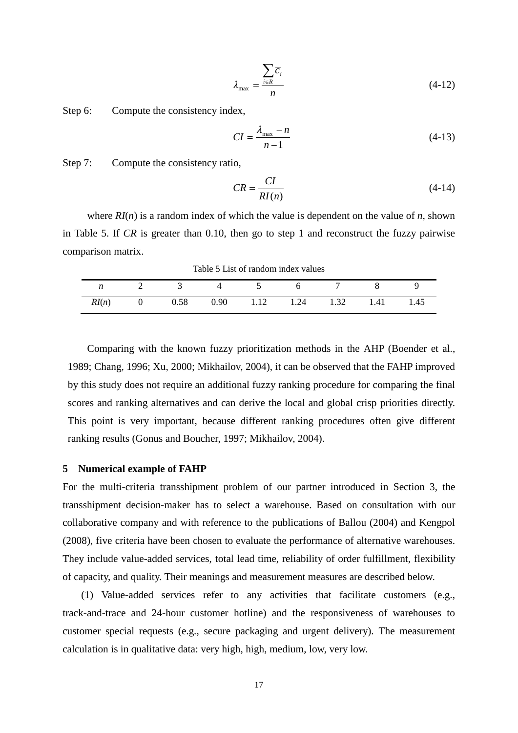$$\lambda_{\max} = \frac{\sum_{i \in R} \overline{c}_i}{n} \tag{4-12}$$

Step 6: Compute the consistency index,

$$CI = \frac{\lambda_{\max} - n}{n-1} \tag{4-13}$$

Step 7: Compute the consistency ratio,

$$CR = \frac{CI}{RI(n)} \tag{4-14}$$

where $RI(n)$ is a random index of which the value is dependent on the value of $n$, shown in Table 5. If $CR$ is greater than 0.10, then go to step 1 and reconstruct the fuzzy pairwise comparison matrix.

Table 5 List of random index values

| $n$ | 2 | 3 | 4 | 5 | 6 | 7 | 8 | 9 |
|---|---|---|---|---|---|---|---|---|
| $RI(n)$ | 0 | 0.58 | 0.90 | 1.12 | 1.24 | 1.32 | 1.41 | 1.45 |

Comparing with the known fuzzy prioritization methods in the AHP (Boender et al., 1989; Chang, 1996; Xu, 2000; Mikhailov, 2004), it can be observed that the FAHP improved by this study does not require an additional fuzzy ranking procedure for comparing the final scores and ranking alternatives and can derive the local and global crisp priorities directly. This point is very important, because different ranking procedures often give different ranking results (Gonus and Boucher, 1997; Mikhailov, 2004).

## 5 Numerical example of FAHP

For the multi-criteria transshipment problem of our partner introduced in Section 3, the transshipment decision-maker has to select a warehouse. Based on consultation with our collaborative company and with reference to the publications of Ballou (2004) and Kengpol (2008), five criteria have been chosen to evaluate the performance of alternative warehouses. They include value-added services, total lead time, reliability of order fulfillment, flexibility of capacity, and quality. Their meanings and measurement measures are described below.

(1) Value-added services refer to any activities that facilitate customers (e.g., track-and-trace and 24-hour customer hotline) and the responsiveness of warehouses to customer special requests (e.g., secure packaging and urgent delivery). The measurement calculation is in qualitative data: very high, high, medium, low, very low.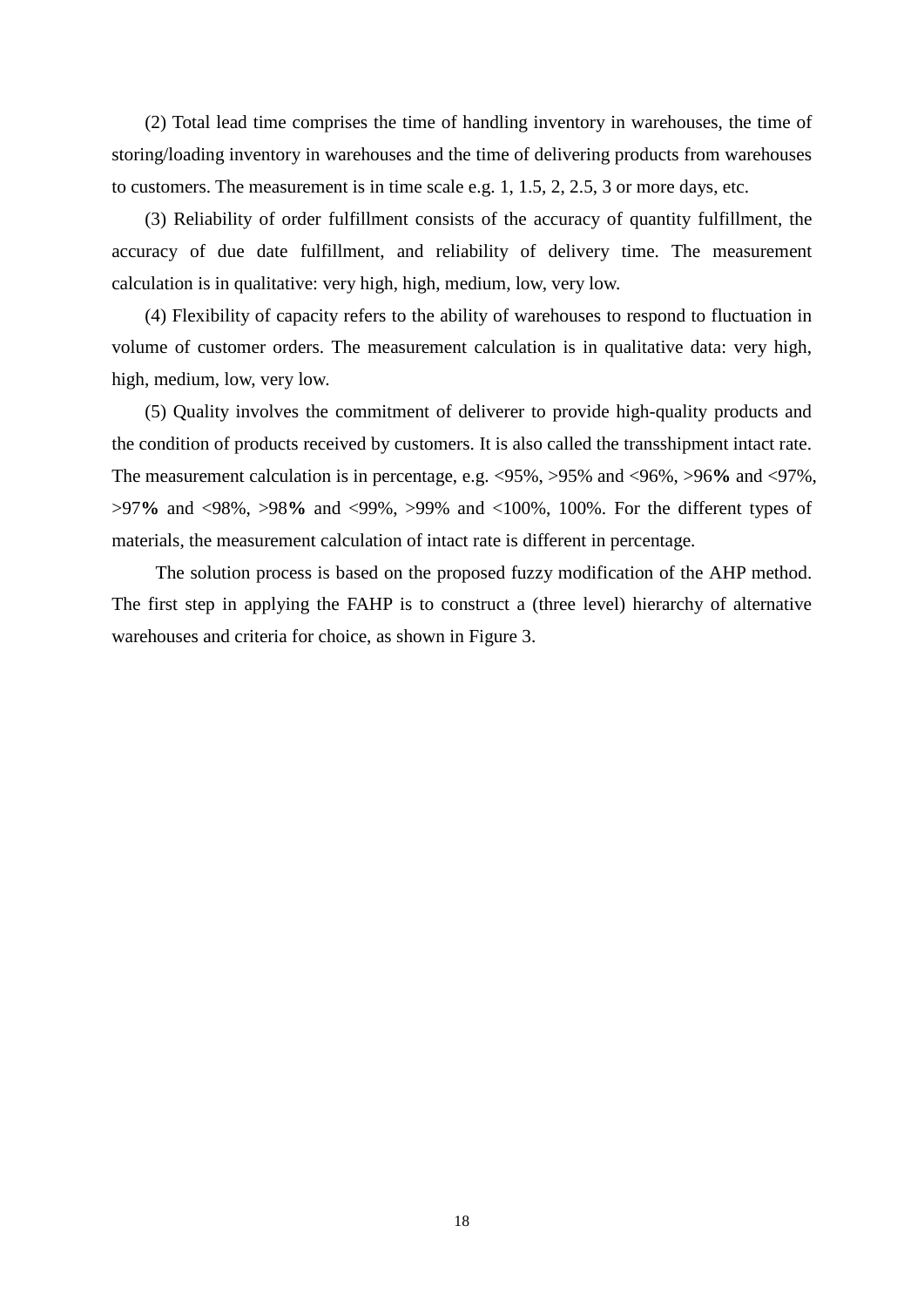(2) Total lead time comprises the time of handling inventory in warehouses, the time of storing/loading inventory in warehouses and the time of delivering products from warehouses to customers. The measurement is in time scale e.g. 1, 1.5, 2, 2.5, 3 or more days, etc.

(3) Reliability of order fulfillment consists of the accuracy of quantity fulfillment, the accuracy of due date fulfillment, and reliability of delivery time. The measurement calculation is in qualitative: very high, high, medium, low, very low.

(4) Flexibility of capacity refers to the ability of warehouses to respond to fluctuation in volume of customer orders. The measurement calculation is in qualitative data: very high, high, medium, low, very low.

(5) Quality involves the commitment of deliverer to provide high-quality products and the condition of products received by customers. It is also called the transshipment intact rate. The measurement calculation is in percentage, e.g. <95%, >95% and <96%, >96**%** and <97%, >97**%** and <98%, >98**%** and <99%, >99% and <100%, 100%. For the different types of materials, the measurement calculation of intact rate is different in percentage.

The solution process is based on the proposed fuzzy modification of the AHP method. The first step in applying the FAHP is to construct a (three level) hierarchy of alternative warehouses and criteria for choice, as shown in Figure 3.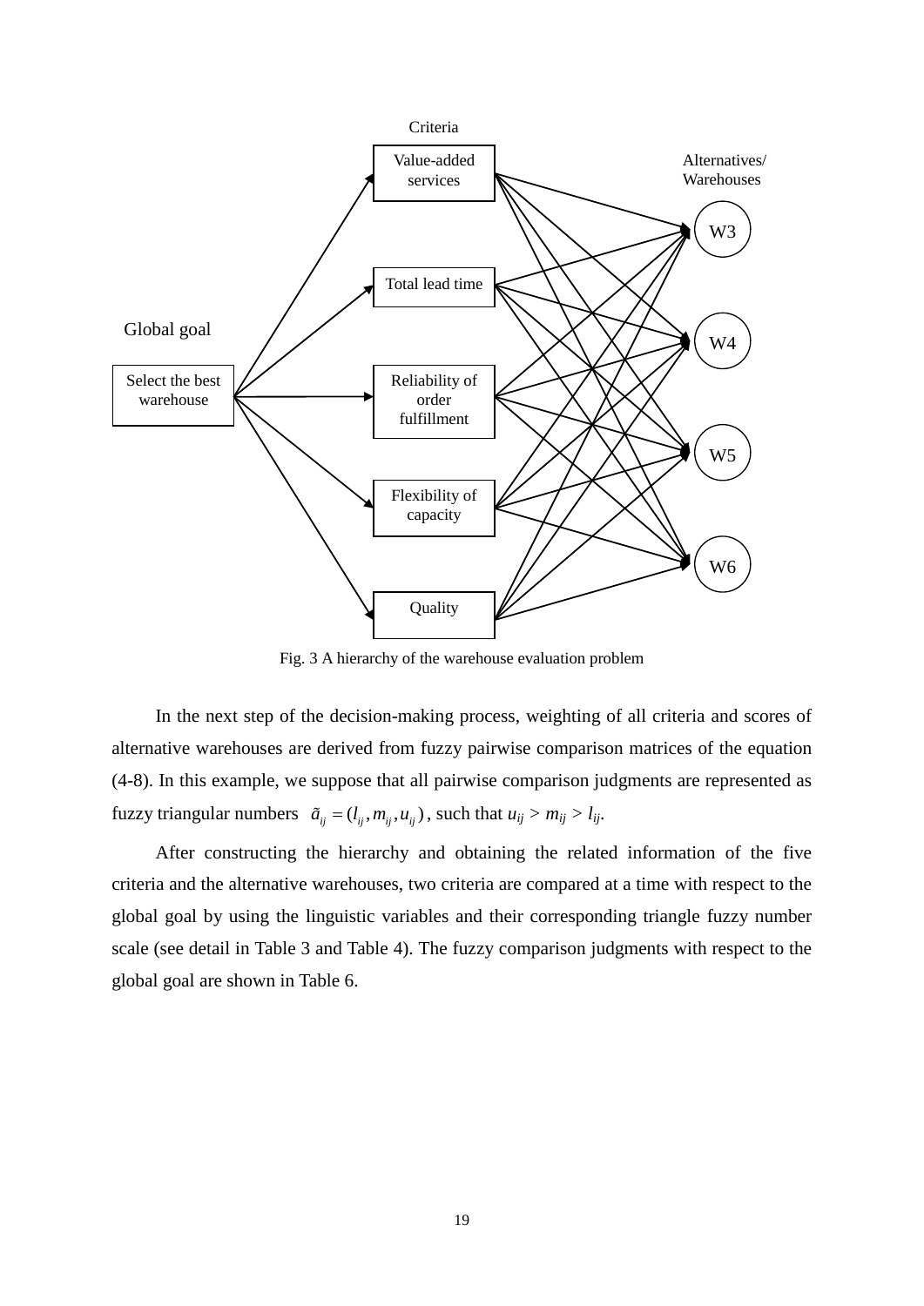Criteria

Value-added services

Total lead time

Reliability of order fulfillment

Flexibility of capacity

Quality

Global goal

Select the best warehouse

Alternatives/ Warehouses

W3

W4

W5

W6

Fig. 3 A hierarchy of the warehouse evaluation problem

In the next step of the decision-making process, weighting of all criteria and scores of alternative warehouses are derived from fuzzy pairwise comparison matrices of the equation (4-8). In this example, we suppose that all pairwise comparison judgments are represented as fuzzy triangular numbers $\tilde{a}_{ij} = (l_{ij}, m_{ij}, u_{ij})$, such that $u_{ij} > m_{ij} > l_{ij}$.

After constructing the hierarchy and obtaining the related information of the five criteria and the alternative warehouses, two criteria are compared at a time with respect to the global goal by using the linguistic variables and their corresponding triangle fuzzy number scale (see detail in Table 3 and Table 4). The fuzzy comparison judgments with respect to the global goal are shown in Table 6.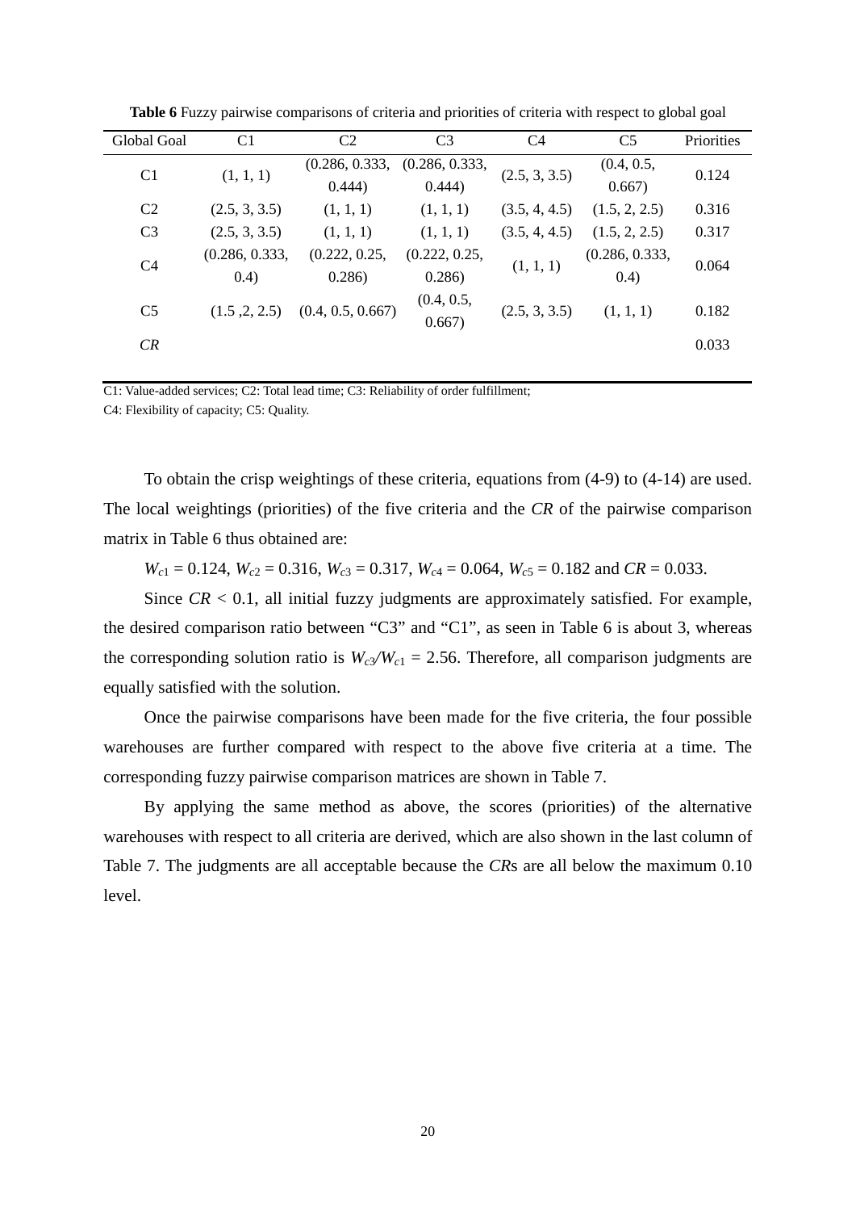**Table 6** Fuzzy pairwise comparisons of criteria and priorities of criteria with respect to global goal

| Global Goal | C1 | C2 | C3 | C4 | C5 | Priorities |
|---|---|---|---|---|---|---|
| C1 | (1, 1, 1) | (0.286, 0.333, 0.444) | (0.286, 0.333, 0.444) | (2.5, 3, 3.5) | (0.4, 0.5, 0.667) | 0.124 |
| C2 | (2.5, 3, 3.5) | (1, 1, 1) | (1, 1, 1) | (3.5, 4, 4.5) | (1.5, 2, 2.5) | 0.316 |
| C3 | (2.5, 3, 3.5) | (1, 1, 1) | (1, 1, 1) | (3.5, 4, 4.5) | (1.5, 2, 2.5) | 0.317 |
| C4 | (0.286, 0.333, 0.4) | (0.222, 0.25, 0.286) | (0.222, 0.25, 0.286) | (1, 1, 1) | (0.286, 0.333, 0.4) | 0.064 |
| C5 | (1.5 ,2, 2.5) | (0.4, 0.5, 0.667) | (0.4, 0.5, 0.667) | (2.5, 3, 3.5) | (1, 1, 1) | 0.182 |
| *CR* | | | | | | 0.033 |

C1: Value-added services; C2: Total lead time; C3: Reliability of order fulfillment;
C4: Flexibility of capacity; C5: Quality.

To obtain the crisp weightings of these criteria, equations from (4-9) to (4-14) are used. The local weightings (priorities) of the five criteria and the *CR* of the pairwise comparison matrix in Table 6 thus obtained are:

$W_{c1} = 0.124$, $W_{c2} = 0.316$, $W_{c3} = 0.317$, $W_{c4} = 0.064$, $W_{c5} = 0.182$ and $CR = 0.033$.

Since $CR < 0.1$, all initial fuzzy judgments are approximately satisfied. For example, the desired comparison ratio between "C3" and "C1", as seen in Table 6 is about 3, whereas the corresponding solution ratio is $W_{c3}/W_{c1} = 2.56$. Therefore, all comparison judgments are equally satisfied with the solution.

Once the pairwise comparisons have been made for the five criteria, the four possible warehouses are further compared with respect to the above five criteria at a time. The corresponding fuzzy pairwise comparison matrices are shown in Table 7.

By applying the same method as above, the scores (priorities) of the alternative warehouses with respect to all criteria are derived, which are also shown in the last column of Table 7. The judgments are all acceptable because the *CR*s are all below the maximum 0.10 level.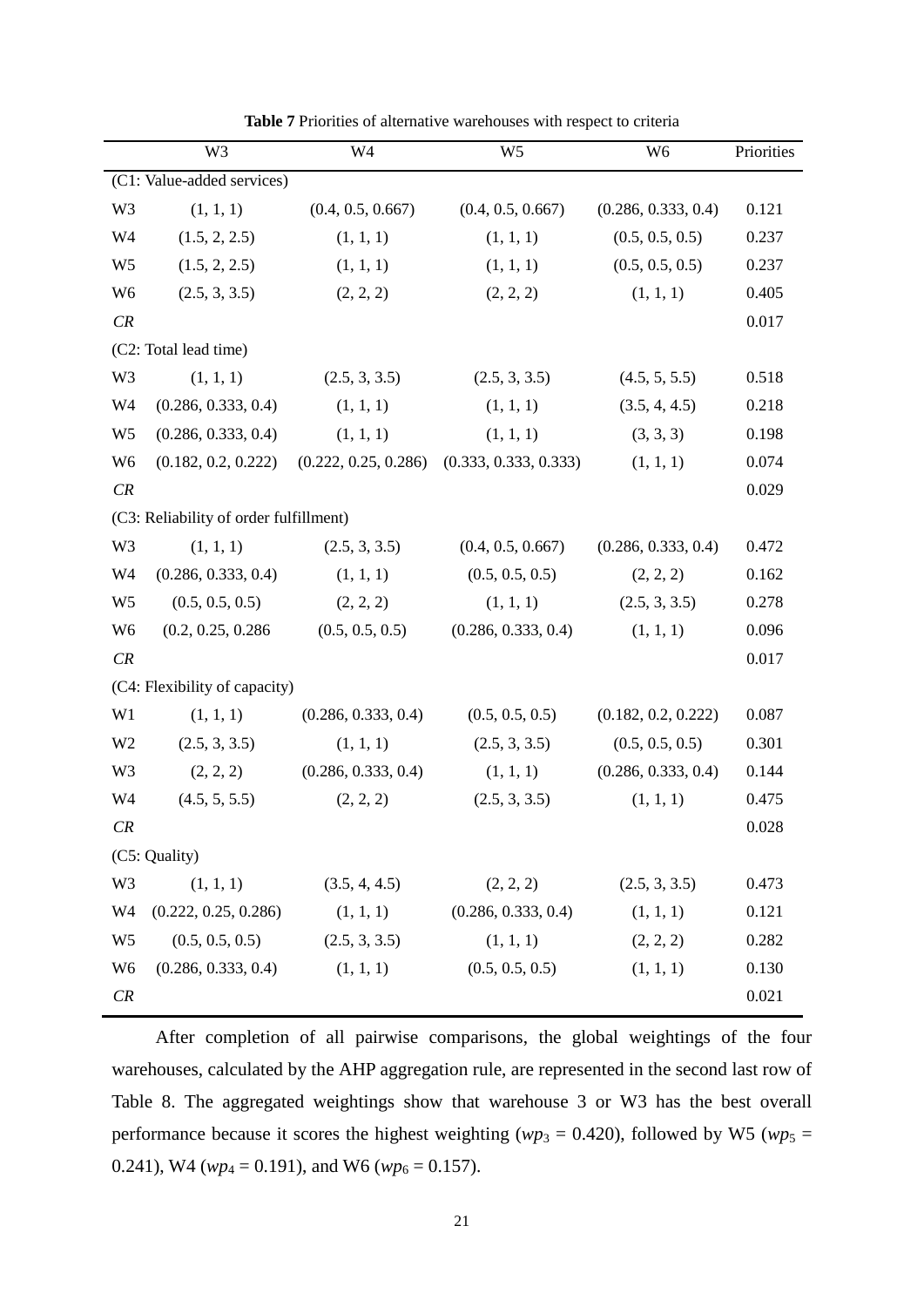**Table 7** Priorities of alternative warehouses with respect to criteria

| | W3 | W4 | W5 | W6 | Priorities |
|---|---|---|---|---|---|
| (C1: Value-added services) | | | | | |
| W3 | (1, 1, 1) | (0.4, 0.5, 0.667) | (0.4, 0.5, 0.667) | (0.286, 0.333, 0.4) | 0.121 |
| W4 | (1.5, 2, 2.5) | (1, 1, 1) | (1, 1, 1) | (0.5, 0.5, 0.5) | 0.237 |
| W5 | (1.5, 2, 2.5) | (1, 1, 1) | (1, 1, 1) | (0.5, 0.5, 0.5) | 0.237 |
| W6 | (2.5, 3, 3.5) | (2, 2, 2) | (2, 2, 2) | (1, 1, 1) | 0.405 |
| *CR* | | | | | 0.017 |
| (C2: Total lead time) | | | | | |
| W3 | (1, 1, 1) | (2.5, 3, 3.5) | (2.5, 3, 3.5) | (4.5, 5, 5.5) | 0.518 |
| W4 | (0.286, 0.333, 0.4) | (1, 1, 1) | (1, 1, 1) | (3.5, 4, 4.5) | 0.218 |
| W5 | (0.286, 0.333, 0.4) | (1, 1, 1) | (1, 1, 1) | (3, 3, 3) | 0.198 |
| W6 | (0.182, 0.2, 0.222) | (0.222, 0.25, 0.286) | (0.333, 0.333, 0.333) | (1, 1, 1) | 0.074 |
| *CR* | | | | | 0.029 |
| (C3: Reliability of order fulfillment) | | | | | |
| W3 | (1, 1, 1) | (2.5, 3, 3.5) | (0.4, 0.5, 0.667) | (0.286, 0.333, 0.4) | 0.472 |
| W4 | (0.286, 0.333, 0.4) | (1, 1, 1) | (0.5, 0.5, 0.5) | (2, 2, 2) | 0.162 |
| W5 | (0.5, 0.5, 0.5) | (2, 2, 2) | (1, 1, 1) | (2.5, 3, 3.5) | 0.278 |
| W6 | (0.2, 0.25, 0.286 | (0.5, 0.5, 0.5) | (0.286, 0.333, 0.4) | (1, 1, 1) | 0.096 |
| *CR* | | | | | 0.017 |
| (C4: Flexibility of capacity) | | | | | |
| W1 | (1, 1, 1) | (0.286, 0.333, 0.4) | (0.5, 0.5, 0.5) | (0.182, 0.2, 0.222) | 0.087 |
| W2 | (2.5, 3, 3.5) | (1, 1, 1) | (2.5, 3, 3.5) | (0.5, 0.5, 0.5) | 0.301 |
| W3 | (2, 2, 2) | (0.286, 0.333, 0.4) | (1, 1, 1) | (0.286, 0.333, 0.4) | 0.144 |
| W4 | (4.5, 5, 5.5) | (2, 2, 2) | (2.5, 3, 3.5) | (1, 1, 1) | 0.475 |
| *CR* | | | | | 0.028 |
| (C5: Quality) | | | | | |
| W3 | (1, 1, 1) | (3.5, 4, 4.5) | (2, 2, 2) | (2.5, 3, 3.5) | 0.473 |
| W4 | (0.222, 0.25, 0.286) | (1, 1, 1) | (0.286, 0.333, 0.4) | (1, 1, 1) | 0.121 |
| W5 | (0.5, 0.5, 0.5) | (2.5, 3, 3.5) | (1, 1, 1) | (2, 2, 2) | 0.282 |
| W6 | (0.286, 0.333, 0.4) | (1, 1, 1) | (0.5, 0.5, 0.5) | (1, 1, 1) | 0.130 |
| *CR* | | | | | 0.021 |

After completion of all pairwise comparisons, the global weightings of the four warehouses, calculated by the AHP aggregation rule, are represented in the second last row of Table 8. The aggregated weightings show that warehouse 3 or W3 has the best overall performance because it scores the highest weighting ($wp_3$ = 0.420), followed by W5 ($wp_5$ = 0.241), W4 ($wp_4$ = 0.191), and W6 ($wp_6$ = 0.157).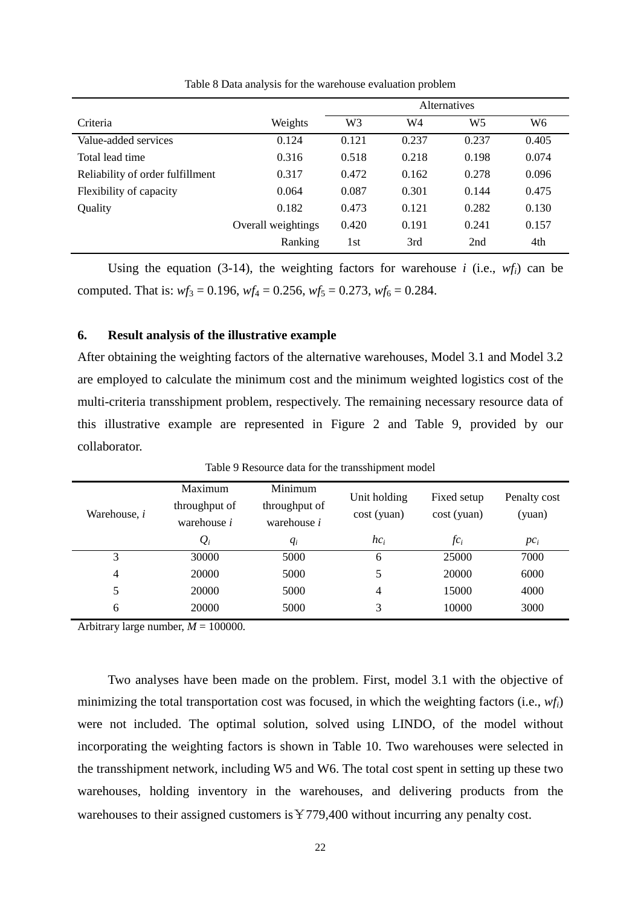Table 8 Data analysis for the warehouse evaluation problem

| | | Alternatives | | | |
|---|---|---|---|---|---|
| Criteria | Weights | W3 | W4 | W5 | W6 |
| Value-added services | 0.124 | 0.121 | 0.237 | 0.237 | 0.405 |
| Total lead time | 0.316 | 0.518 | 0.218 | 0.198 | 0.074 |
| Reliability of order fulfillment | 0.317 | 0.472 | 0.162 | 0.278 | 0.096 |
| Flexibility of capacity | 0.064 | 0.087 | 0.301 | 0.144 | 0.475 |
| Quality | 0.182 | 0.473 | 0.121 | 0.282 | 0.130 |
| | Overall weightings | 0.420 | 0.191 | 0.241 | 0.157 |
| | Ranking | 1st | 3rd | 2nd | 4th |

Using the equation (3-14), the weighting factors for warehouse $i$ (i.e., $wf_i$) can be computed. That is: $wf_3 = 0.196$, $wf_4 = 0.256$, $wf_5 = 0.273$, $wf_6 = 0.284$.

## 6. Result analysis of the illustrative example

After obtaining the weighting factors of the alternative warehouses, Model 3.1 and Model 3.2 are employed to calculate the minimum cost and the minimum weighted logistics cost of the multi-criteria transshipment problem, respectively. The remaining necessary resource data of this illustrative example are represented in Figure 2 and Table 9, provided by our collaborator.

Table 9 Resource data for the transshipment model

| Warehouse, $i$ | Maximum throughput of warehouse $i$ | Minimum throughput of warehouse $i$ | Unit holding cost (yuan) | Fixed setup cost (yuan) | Penalty cost (yuan) |
|---|---|---|---|---|---|
| | $Q_i$ | $q_i$ | $hc_i$ | $fc_i$ | $pc_i$ |
| 3 | 30000 | 5000 | 6 | 25000 | 7000 |
| 4 | 20000 | 5000 | 5 | 20000 | 6000 |
| 5 | 20000 | 5000 | 4 | 15000 | 4000 |
| 6 | 20000 | 5000 | 3 | 10000 | 3000 |

Arbitrary large number, $M = 100000$.

Two analyses have been made on the problem. First, model 3.1 with the objective of minimizing the total transportation cost was focused, in which the weighting factors (i.e., $wf_i$) were not included. The optimal solution, solved using LINDO, of the model without incorporating the weighting factors is shown in Table 10. Two warehouses were selected in the transshipment network, including W5 and W6. The total cost spent in setting up these two warehouses, holding inventory in the warehouses, and delivering products from the warehouses to their assigned customers is ￥779,400 without incurring any penalty cost.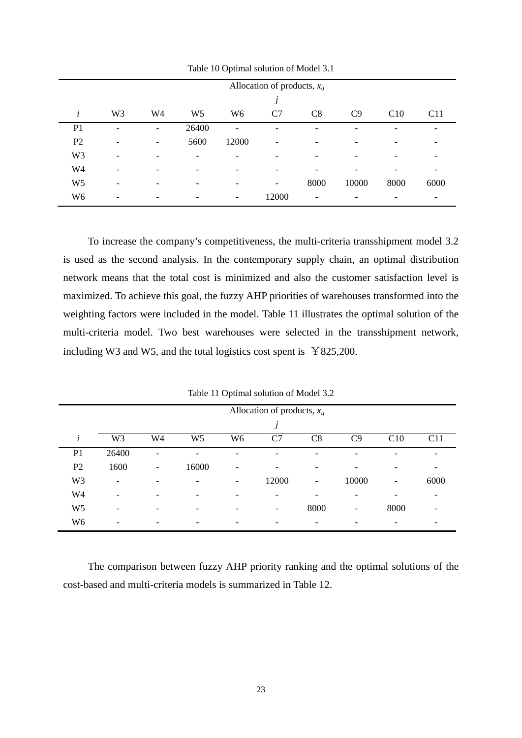Table 10 Optimal solution of Model 3.1

| | Allocation of products, $x_{ij}$ | | | | | | | | |
|---|---|---|---|---|---|---|---|---|---|
| | $j$ | | | | | | | | |
| $i$ | W3 | W4 | W5 | W6 | C7 | C8 | C9 | C10 | C11 |
| P1 | - | - | 26400 | - | - | - | - | - | - |
| P2 | - | - | 5600 | 12000 | - | - | - | - | - |
| W3 | - | - | - | - | - | - | - | - | - |
| W4 | - | - | - | - | - | - | - | - | - |
| W5 | - | - | - | - | - | 8000 | 10000 | 8000 | 6000 |
| W6 | - | - | - | - | 12000 | - | - | - | - |

To increase the company's competitiveness, the multi-criteria transshipment model 3.2 is used as the second analysis. In the contemporary supply chain, an optimal distribution network means that the total cost is minimized and also the customer satisfaction level is maximized. To achieve this goal, the fuzzy AHP priorities of warehouses transformed into the weighting factors were included in the model. Table 11 illustrates the optimal solution of the multi-criteria model. Two best warehouses were selected in the transshipment network, including W3 and W5, and the total logistics cost spent is ￥825,200.

Table 11 Optimal solution of Model 3.2

| | Allocation of products, $x_{ij}$ | | | | | | | | |
|---|---|---|---|---|---|---|---|---|---|
| | $j$ | | | | | | | | |
| $i$ | W3 | W4 | W5 | W6 | C7 | C8 | C9 | C10 | C11 |
| P1 | 26400 | - | - | - | - | - | - | - | - |
| P2 | 1600 | - | 16000 | - | - | - | - | - | - |
| W3 | - | - | - | - | 12000 | - | 10000 | - | 6000 |
| W4 | - | - | - | - | - | - | - | - | - |
| W5 | - | - | - | - | - | 8000 | - | 8000 | - |
| W6 | - | - | - | - | - | - | - | - | - |

The comparison between fuzzy AHP priority ranking and the optimal solutions of the cost-based and multi-criteria models is summarized in Table 12.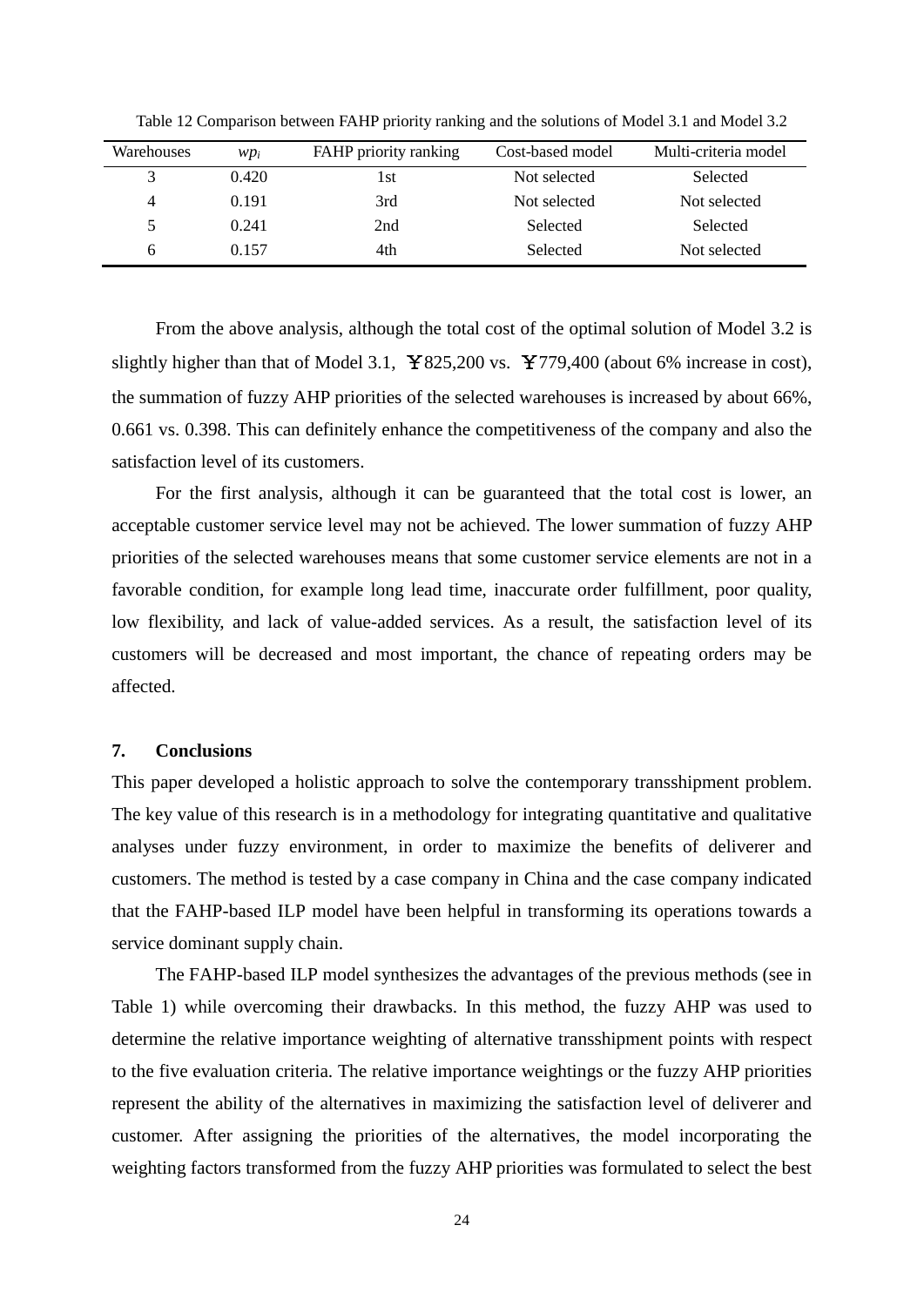Table 12 Comparison between FAHP priority ranking and the solutions of Model 3.1 and Model 3.2

| Warehouses | $wp_i$ | FAHP priority ranking | Cost-based model | Multi-criteria model |
|---|---|---|---|---|
| 3 | 0.420 | 1st | Not selected | Selected |
| 4 | 0.191 | 3rd | Not selected | Not selected |
| 5 | 0.241 | 2nd | Selected | Selected |
| 6 | 0.157 | 4th | Selected | Not selected |

From the above analysis, although the total cost of the optimal solution of Model 3.2 is slightly higher than that of Model 3.1, ￥825,200 vs. ￥779,400 (about 6% increase in cost), the summation of fuzzy AHP priorities of the selected warehouses is increased by about 66%, 0.661 vs. 0.398. This can definitely enhance the competitiveness of the company and also the satisfaction level of its customers.

For the first analysis, although it can be guaranteed that the total cost is lower, an acceptable customer service level may not be achieved. The lower summation of fuzzy AHP priorities of the selected warehouses means that some customer service elements are not in a favorable condition, for example long lead time, inaccurate order fulfillment, poor quality, low flexibility, and lack of value-added services. As a result, the satisfaction level of its customers will be decreased and most important, the chance of repeating orders may be affected.

## 7. Conclusions

This paper developed a holistic approach to solve the contemporary transshipment problem. The key value of this research is in a methodology for integrating quantitative and qualitative analyses under fuzzy environment, in order to maximize the benefits of deliverer and customers. The method is tested by a case company in China and the case company indicated that the FAHP-based ILP model have been helpful in transforming its operations towards a service dominant supply chain.

The FAHP-based ILP model synthesizes the advantages of the previous methods (see in Table 1) while overcoming their drawbacks. In this method, the fuzzy AHP was used to determine the relative importance weighting of alternative transshipment points with respect to the five evaluation criteria. The relative importance weightings or the fuzzy AHP priorities represent the ability of the alternatives in maximizing the satisfaction level of deliverer and customer. After assigning the priorities of the alternatives, the model incorporating the weighting factors transformed from the fuzzy AHP priorities was formulated to select the best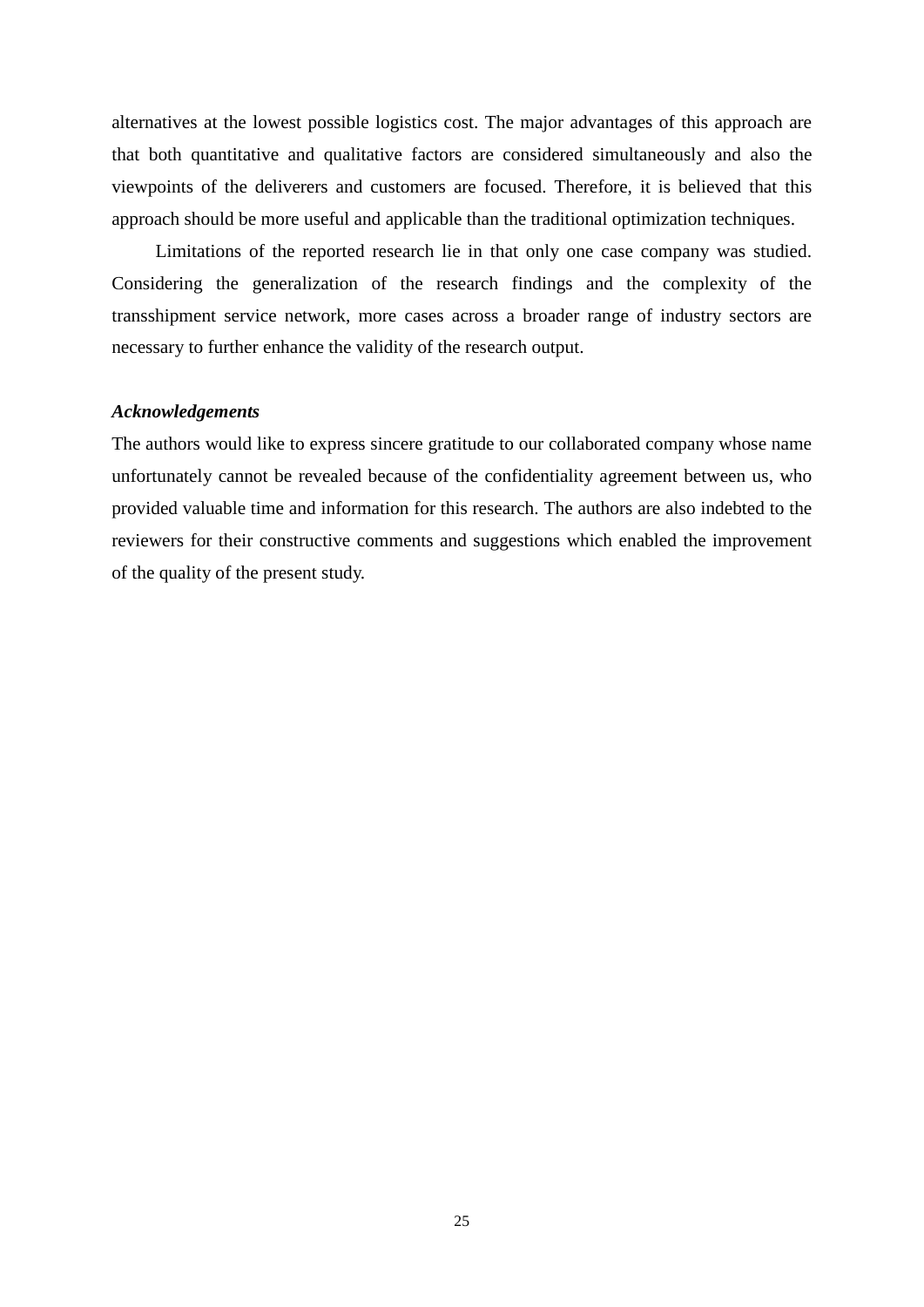alternatives at the lowest possible logistics cost. The major advantages of this approach are that both quantitative and qualitative factors are considered simultaneously and also the viewpoints of the deliverers and customers are focused. Therefore, it is believed that this approach should be more useful and applicable than the traditional optimization techniques.

Limitations of the reported research lie in that only one case company was studied. Considering the generalization of the research findings and the complexity of the transshipment service network, more cases across a broader range of industry sectors are necessary to further enhance the validity of the research output.

***Acknowledgements***

The authors would like to express sincere gratitude to our collaborated company whose name unfortunately cannot be revealed because of the confidentiality agreement between us, who provided valuable time and information for this research. The authors are also indebted to the reviewers for their constructive comments and suggestions which enabled the improvement of the quality of the present study.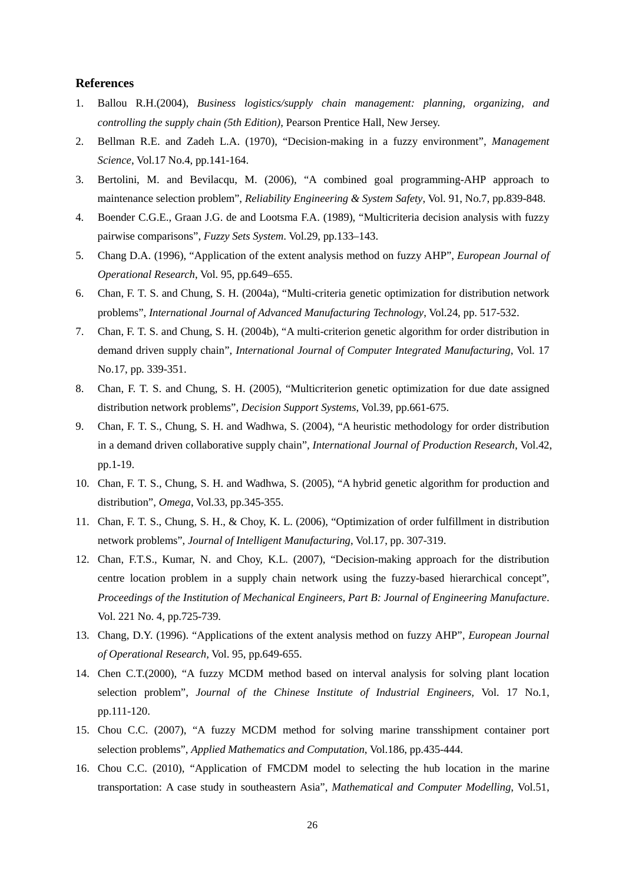## References

1. Ballou R.H.(2004), *Business logistics/supply chain management: planning, organizing, and controlling the supply chain (5th Edition)*, Pearson Prentice Hall, New Jersey.
2. Bellman R.E. and Zadeh L.A. (1970), “Decision-making in a fuzzy environment”, *Management Science*, Vol.17 No.4, pp.141-164.
3. Bertolini, M. and Bevilacqu, M. (2006), “A combined goal programming-AHP approach to maintenance selection problem”, *Reliability Engineering & System Safety*, Vol. 91, No.7, pp.839-848.
4. Boender C.G.E., Graan J.G. de and Lootsma F.A. (1989), “Multicriteria decision analysis with fuzzy pairwise comparisons”, *Fuzzy Sets System*. Vol.29, pp.133–143.
5. Chang D.A. (1996), “Application of the extent analysis method on fuzzy AHP”, *European Journal of Operational Research*, Vol. 95, pp.649–655.
6. Chan, F. T. S. and Chung, S. H. (2004a), “Multi-criteria genetic optimization for distribution network problems”, *International Journal of Advanced Manufacturing Technology*, Vol.24, pp. 517-532.
7. Chan, F. T. S. and Chung, S. H. (2004b), “A multi-criterion genetic algorithm for order distribution in demand driven supply chain”, *International Journal of Computer Integrated Manufacturing*, Vol. 17 No.17, pp. 339-351.
8. Chan, F. T. S. and Chung, S. H. (2005), “Multicriterion genetic optimization for due date assigned distribution network problems”, *Decision Support Systems*, Vol.39, pp.661-675.
9. Chan, F. T. S., Chung, S. H. and Wadhwa, S. (2004), “A heuristic methodology for order distribution in a demand driven collaborative supply chain”, *International Journal of Production Research*, Vol.42, pp.1-19.
10. Chan, F. T. S., Chung, S. H. and Wadhwa, S. (2005), “A hybrid genetic algorithm for production and distribution”, *Omega*, Vol.33, pp.345-355.
11. Chan, F. T. S., Chung, S. H., & Choy, K. L. (2006), “Optimization of order fulfillment in distribution network problems”, *Journal of Intelligent Manufacturing*, Vol.17, pp. 307-319.
12. Chan, F.T.S., Kumar, N. and Choy, K.L. (2007), “Decision-making approach for the distribution centre location problem in a supply chain network using the fuzzy-based hierarchical concept”, *Proceedings of the Institution of Mechanical Engineers, Part B: Journal of Engineering Manufacture*. Vol. 221 No. 4, pp.725-739.
13. Chang, D.Y. (1996). “Applications of the extent analysis method on fuzzy AHP”, *European Journal of Operational Research*, Vol. 95, pp.649-655.
14. Chen C.T.(2000), “A fuzzy MCDM method based on interval analysis for solving plant location selection problem”, *Journal of the Chinese Institute of Industrial Engineers*, Vol. 17 No.1, pp.111-120.
15. Chou C.C. (2007), “A fuzzy MCDM method for solving marine transshipment container port selection problems”, *Applied Mathematics and Computation*, Vol.186, pp.435-444.
16. Chou C.C. (2010), “Application of FMCDM model to selecting the hub location in the marine transportation: A case study in southeastern Asia”, *Mathematical and Computer Modelling*, Vol.51,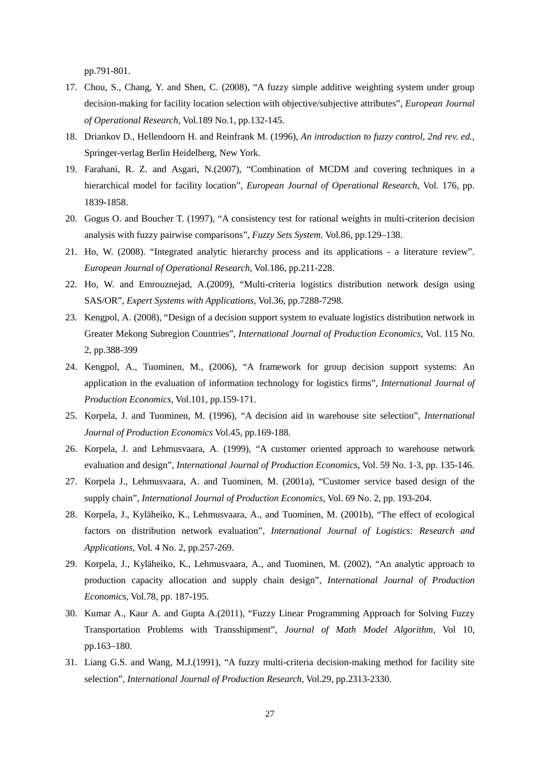pp.791-801.

17. Chou, S., Chang, Y. and Shen, C. (2008), “A fuzzy simple additive weighting system under group decision-making for facility location selection with objective/subjective attributes”, *European Journal of Operational Research*, Vol.189 No.1, pp.132-145.
18. Driankov D., Hellendoorn H. and Reinfrank M. (1996), *An introduction to fuzzy control, 2nd rev. ed.*, Springer-verlag Berlin Heidelberg, New York.
19. Farahani, R. Z. and Asgari, N.(2007), “Combination of MCDM and covering techniques in a hierarchical model for facility location”, *European Journal of Operational Research*, Vol. 176, pp. 1839-1858.
20. Gogus O. and Boucher T. (1997), “A consistency test for rational weights in multi-criterion decision analysis with fuzzy pairwise comparisons”, *Fuzzy Sets System*. Vol.86, pp.129–138.
21. Ho, W. (2008). “Integrated analytic hierarchy process and its applications - a literature review”. *European Journal of Operational Research*, Vol.186, pp.211-228.
22. Ho, W. and Emrouznejad, A.(2009), “Multi-criteria logistics distribution network design using SAS/OR”, *Expert Systems with Applications*, Vol.36, pp.7288-7298.
23. Kengpol, A. (2008), “Design of a decision support system to evaluate logistics distribution network in Greater Mekong Subregion Countries”, *International Journal of Production Economics*, Vol. 115 No. 2, pp.388-399
24. Kengpol, A., Tuominen, M., (2006), “A framework for group decision support systems: An application in the evaluation of information technology for logistics firms”, *International Journal of Production Economics*, Vol.101, pp.159-171.
25. Korpela, J. and Tuominen, M. (1996), “A decision aid in warehouse site selection”, *International Journal of Production Economics* Vol.45, pp.169-188.
26. Korpela, J. and Lehmusvaara, A. (1999), “A customer oriented approach to warehouse network evaluation and design”, *International Journal of Production Economics*, Vol. 59 No. 1-3, pp. 135-146.
27. Korpela J., Lehmusvaara, A. and Tuominen, M. (2001a), “Customer service based design of the supply chain”, *International Journal of Production Economics*, Vol. 69 No. 2, pp. 193-204.
28. Korpela, J., Kyläheiko, K., Lehmusvaara, A., and Tuominen, M. (2001b), “The effect of ecological factors on distribution network evaluation”, *International Journal of Logistics: Research and Applications*, Vol. 4 No. 2, pp.257-269.
29. Korpela, J., Kyläheiko, K., Lehmusvaara, A., and Tuominen, M. (2002), “An analytic approach to production capacity allocation and supply chain design”, *International Journal of Production Economics*, Vol.78, pp. 187-195.
30. Kumar A., Kaur A. and Gupta A.(2011), “Fuzzy Linear Programming Approach for Solving Fuzzy Transportation Problems with Transshipment”, *Journal of Math Model Algorithm*, Vol 10, pp.163–180.
31. Liang G.S. and Wang, M.J.(1991), “A fuzzy multi-criteria decision-making method for facility site selection”, *International Journal of Production Research*, Vol.29, pp.2313-2330.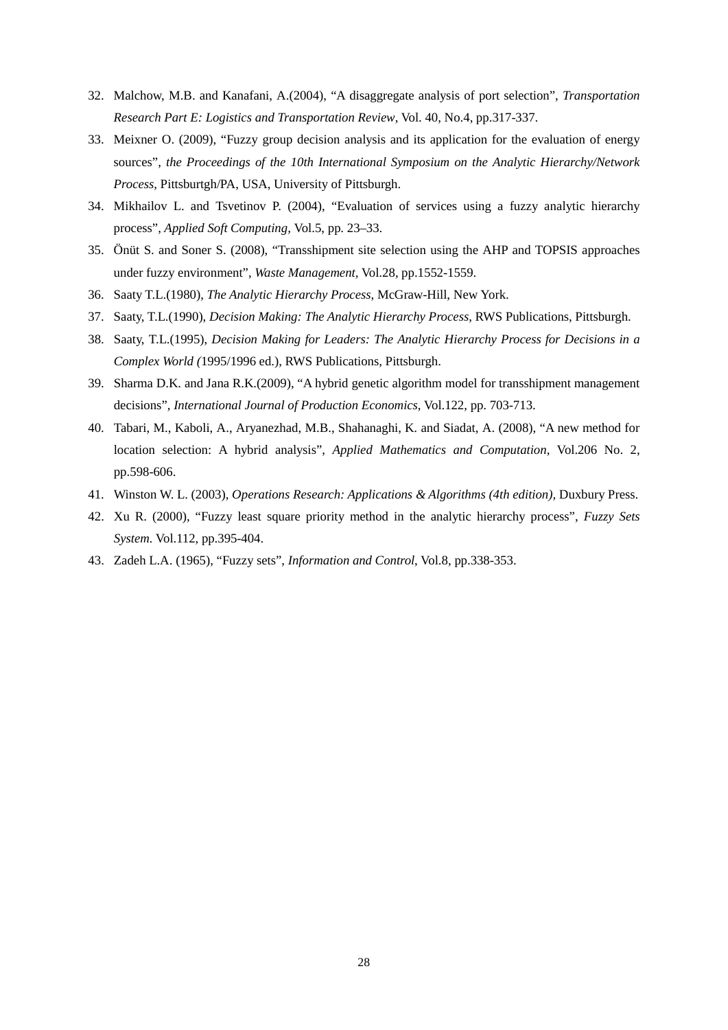32. Malchow, M.B. and Kanafani, A.(2004), "A disaggregate analysis of port selection", *Transportation Research Part E: Logistics and Transportation Review*, Vol. 40, No.4, pp.317-337.
33. Meixner O. (2009), "Fuzzy group decision analysis and its application for the evaluation of energy sources", *the Proceedings of the 10th International Symposium on the Analytic Hierarchy/Network Process*, Pittsburtgh/PA, USA, University of Pittsburgh.
34. Mikhailov L. and Tsvetinov P. (2004), "Evaluation of services using a fuzzy analytic hierarchy process", *Applied Soft Computing*, Vol.5, pp. 23–33.
35. Önüt S. and Soner S. (2008), "Transshipment site selection using the AHP and TOPSIS approaches under fuzzy environment", *Waste Management*, Vol.28, pp.1552-1559.
36. Saaty T.L.(1980), *The Analytic Hierarchy Process*, McGraw-Hill, New York.
37. Saaty, T.L.(1990), *Decision Making: The Analytic Hierarchy Process*, RWS Publications, Pittsburgh.
38. Saaty, T.L.(1995), *Decision Making for Leaders: The Analytic Hierarchy Process for Decisions in a Complex World (*1995/1996 ed.), RWS Publications, Pittsburgh.
39. Sharma D.K. and Jana R.K.(2009), "A hybrid genetic algorithm model for transshipment management decisions", *International Journal of Production Economics*, Vol.122, pp. 703-713.
40. Tabari, M., Kaboli, A., Aryanezhad, M.B., Shahanaghi, K. and Siadat, A. (2008), "A new method for location selection: A hybrid analysis", *Applied Mathematics and Computation*, Vol.206 No. 2, pp.598-606.
41. Winston W. L. (2003), *Operations Research: Applications & Algorithms (4th edition)*, Duxbury Press.
42. Xu R. (2000), "Fuzzy least square priority method in the analytic hierarchy process", *Fuzzy Sets System*. Vol.112, pp.395-404.
43. Zadeh L.A. (1965), "Fuzzy sets", *Information and Control*, Vol.8, pp.338-353.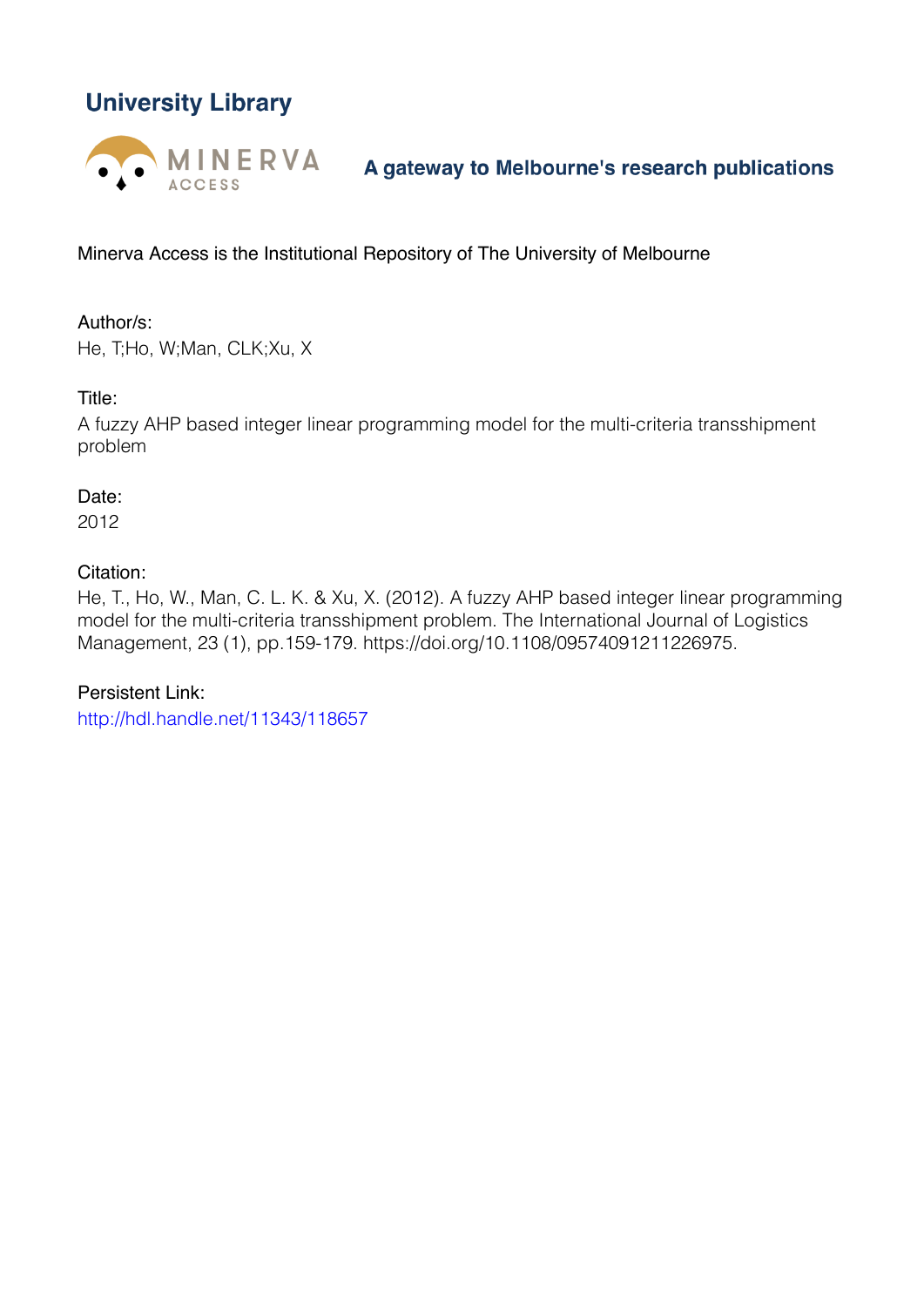**University Library**

MINERVA ACCESS

**A gateway to Melbourne's research publications**

Minerva Access is the Institutional Repository of The University of Melbourne

Author/s:
He, T;Ho, W;Man, CLK;Xu, X

Title:
A fuzzy AHP based integer linear programming model for the multi-criteria transshipment problem

Date:
2012

Citation:
He, T., Ho, W., Man, C. L. K. & Xu, X. (2012). A fuzzy AHP based integer linear programming model for the multi-criteria transshipment problem. The International Journal of Logistics Management, 23 (1), pp.159-179. https://doi.org/10.1108/09574091211226975.

Persistent Link:
http://hdl.handle.net/11343/118657